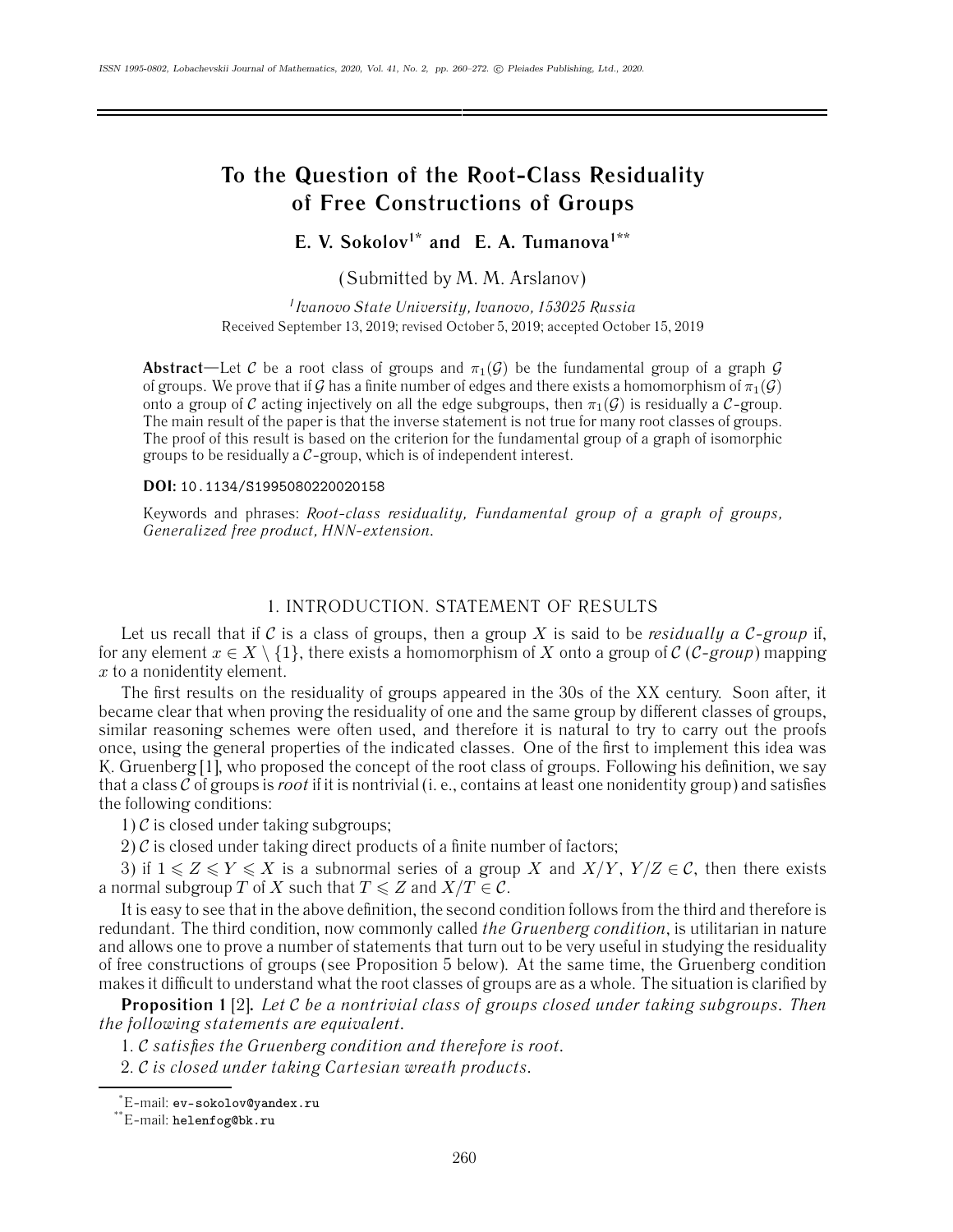# To the Question of the Root-Class Residuality of Free Constructions of Groups

**E. V. Sokolov[1*] and E. A. Tumanova[1**]**

(Submitted by M. M. Arslanov)

[1] *Ivanovo State University, Ivanovo, 153025 Russia*

Received September 13, 2019; revised October 5, 2019; accepted October 15, 2019

**Abstract**—Let $\mathcal{C}$ be a root class of groups and $\pi_1(\mathcal{G})$ be the fundamental group of a graph $\mathcal{G}$ of groups. We prove that if $\mathcal{G}$ has a finite number of edges and there exists a homomorphism of $\pi_1(\mathcal{G})$ onto a group of $\mathcal{C}$ acting injectively on all the edge subgroups, then $\pi_1(\mathcal{G})$ is residually a $\mathcal{C}$-group. The main result of the paper is that the inverse statement is not true for many root classes of groups. The proof of this result is based on the criterion for the fundamental group of a graph of isomorphic groups to be residually a $\mathcal{C}$-group, which is of independent interest.

**DOI:** 10.1134/S1995080220020158

Keywords and phrases: *Root-class residuality, Fundamental group of a graph of groups, Generalized free product, HNN-extension.*

## 1. INTRODUCTION. STATEMENT OF RESULTS

Let us recall that if $\mathcal{C}$ is a class of groups, then a group $X$ is said to be *residually a $\mathcal{C}$-group* if, for any element $x \in X \setminus \{1\}$, there exists a homomorphism of $X$ onto a group of $\mathcal{C}$ (*$\mathcal{C}$-group*) mapping $x$ to a nonidentity element.

The first results on the residuality of groups appeared in the 30s of the XX century. Soon after, it became clear that when proving the residuality of one and the same group by different classes of groups, similar reasoning schemes were often used, and therefore it is natural to try to carry out the proofs once, using the general properties of the indicated classes. One of the first to implement this idea was K. Gruenberg [1], who proposed the concept of the root class of groups. Following his definition, we say that a class $\mathcal{C}$ of groups is *root* if it is nontrivial (i. e., contains at least one nonidentity group) and satisfies the following conditions:

1) $\mathcal{C}$ is closed under taking subgroups;

2) $\mathcal{C}$ is closed under taking direct products of a finite number of factors;

3) if $1 \leqslant Z \leqslant Y \leqslant X$ is a subnormal series of a group $X$ and $X/Y$, $Y/Z \in \mathcal{C}$, then there exists a normal subgroup $T$ of $X$ such that $T \leqslant Z$ and $X/T \in \mathcal{C}$.

It is easy to see that in the above definition, the second condition follows from the third and therefore is redundant. The third condition, now commonly called *the Gruenberg condition*, is utilitarian in nature and allows one to prove a number of statements that turn out to be very useful in studying the residuality of free constructions of groups (see Proposition 5 below). At the same time, the Gruenberg condition makes it difficult to understand what the root classes of groups are as a whole. The situation is clarified by

**Proposition 1** [2]**.** *Let $\mathcal{C}$ be a nontrivial class of groups closed under taking subgroups. Then the following statements are equivalent.*

*1. $\mathcal{C}$ satisfies the Gruenberg condition and therefore is root.*

*2. $\mathcal{C}$ is closed under taking Cartesian wreath products.*

---

*E-mail: ev-sokolov@yandex.ru

**E-mail: helenfog@bk.ru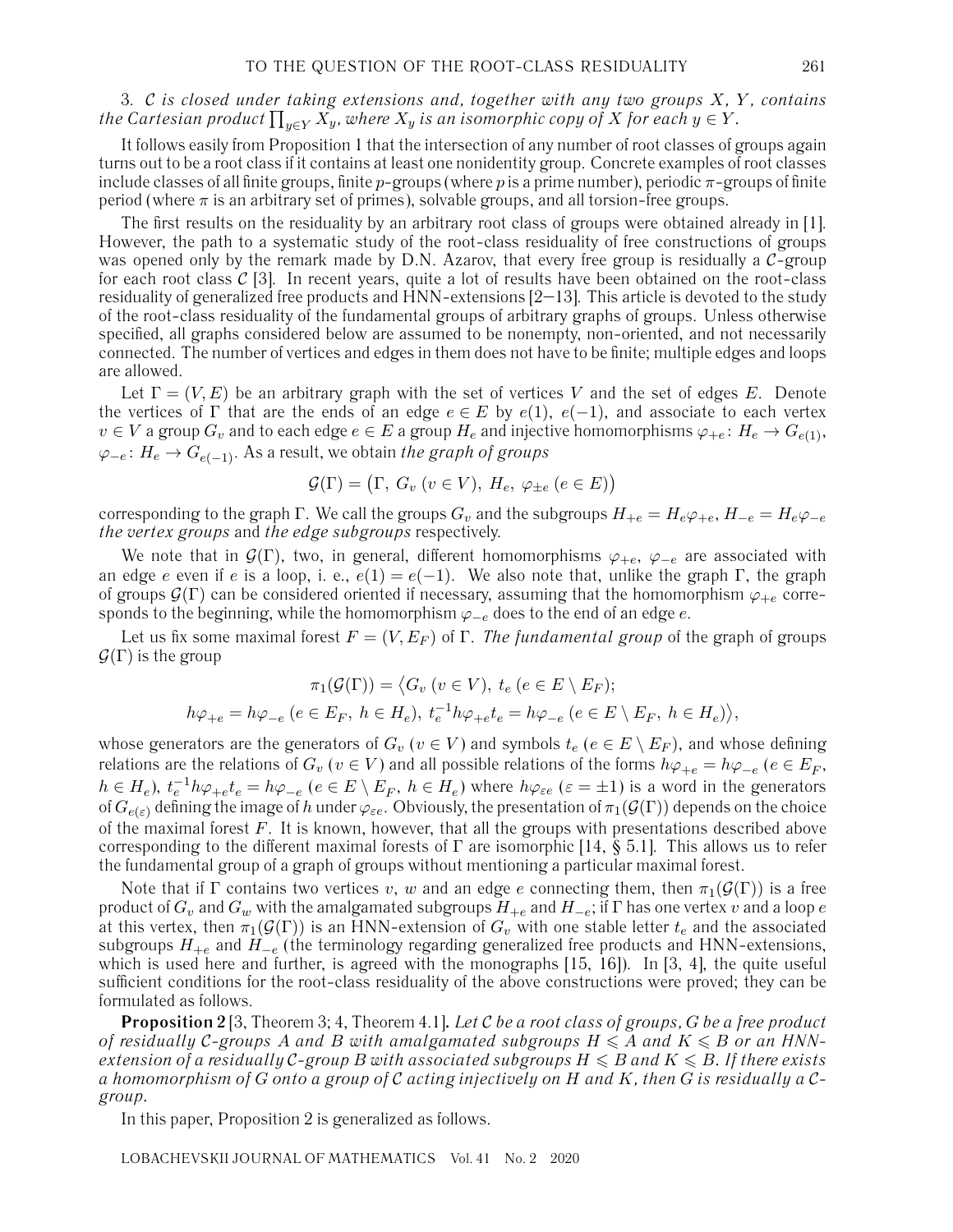3. *$\mathcal{C}$ is closed under taking extensions and, together with any two groups $X$, $Y$, contains the Cartesian product $\prod_{y \in Y} X_y$, where $X_y$ is an isomorphic copy of $X$ for each $y \in Y$.*

It follows easily from Proposition 1 that the intersection of any number of root classes of groups again turns out to be a root class if it contains at least one nonidentity group. Concrete examples of root classes include classes of all finite groups, finite $p$-groups (where $p$ is a prime number), periodic $\pi$-groups of finite period (where $\pi$ is an arbitrary set of primes), solvable groups, and all torsion-free groups.

The first results on the residuality by an arbitrary root class of groups were obtained already in [1]. However, the path to a systematic study of the root-class residuality of free constructions of groups was opened only by the remark made by D.N. Azarov, that every free group is residually a $\mathcal{C}$-group for each root class $\mathcal{C}$ [3]. In recent years, quite a lot of results have been obtained on the root-class residuality of generalized free products and HNN-extensions [2–13]. This article is devoted to the study of the root-class residuality of the fundamental groups of arbitrary graphs of groups. Unless otherwise specified, all graphs considered below are assumed to be nonempty, non-oriented, and not necessarily connected. The number of vertices and edges in them does not have to be finite; multiple edges and loops are allowed.

Let $\Gamma = (V, E)$ be an arbitrary graph with the set of vertices $V$ and the set of edges $E$. Denote the vertices of $\Gamma$ that are the ends of an edge $e \in E$ by $e(1)$, $e(-1)$, and associate to each vertex $v \in V$ a group $G_v$ and to each edge $e \in E$ a group $H_e$ and injective homomorphisms $\varphi_{+e}\colon H_e \to G_{e(1)}$, $\varphi_{-e}\colon H_e \to G_{e(-1)}$. As a result, we obtain *the graph of groups*

$$\mathcal{G}(\Gamma) = \big(\Gamma,\ G_v\ (v \in V),\ H_e,\ \varphi_{\pm e}\ (e \in E)\big)$$

corresponding to the graph $\Gamma$. We call the groups $G_v$ and the subgroups $H_{+e} = H_e\varphi_{+e}$, $H_{-e} = H_e\varphi_{-e}$ *the vertex groups* and *the edge subgroups* respectively.

We note that in $\mathcal{G}(\Gamma)$, two, in general, different homomorphisms $\varphi_{+e}$, $\varphi_{-e}$ are associated with an edge $e$ even if $e$ is a loop, i. e., $e(1) = e(-1)$. We also note that, unlike the graph $\Gamma$, the graph of groups $\mathcal{G}(\Gamma)$ can be considered oriented if necessary, assuming that the homomorphism $\varphi_{+e}$ corresponds to the beginning, while the homomorphism $\varphi_{-e}$ does to the end of an edge $e$.

Let us fix some maximal forest $F = (V, E_F)$ of $\Gamma$. *The fundamental group* of the graph of groups $\mathcal{G}(\Gamma)$ is the group

$$\pi_1(\mathcal{G}(\Gamma)) = \big\langle G_v\ (v \in V),\ t_e\ (e \in E \setminus E_F);$$
$$h\varphi_{+e} = h\varphi_{-e}\ (e \in E_F,\ h \in H_e),\ t_e^{-1} h\varphi_{+e} t_e = h\varphi_{-e}\ (e \in E \setminus E_F,\ h \in H_e)\big\rangle,$$

whose generators are the generators of $G_v$ $(v \in V)$ and symbols $t_e$ $(e \in E \setminus E_F)$, and whose defining relations are the relations of $G_v$ $(v \in V)$ and all possible relations of the forms $h\varphi_{+e} = h\varphi_{-e}$ $(e \in E_F$, $h \in H_e)$, $t_e^{-1} h\varphi_{+e} t_e = h\varphi_{-e}$ $(e \in E \setminus E_F,\ h \in H_e)$ where $h\varphi_{\varepsilon e}$ $(\varepsilon = \pm 1)$ is a word in the generators of $G_{e(\varepsilon)}$ defining the image of $h$ under $\varphi_{\varepsilon e}$. Obviously, the presentation of $\pi_1(\mathcal{G}(\Gamma))$ depends on the choice of the maximal forest $F$. It is known, however, that all the groups with presentations described above corresponding to the different maximal forests of $\Gamma$ are isomorphic [14, § 5.1]. This allows us to refer the fundamental group of a graph of groups without mentioning a particular maximal forest.

Note that if $\Gamma$ contains two vertices $v$, $w$ and an edge $e$ connecting them, then $\pi_1(\mathcal{G}(\Gamma))$ is a free product of $G_v$ and $G_w$ with the amalgamated subgroups $H_{+e}$ and $H_{-e}$; if $\Gamma$ has one vertex $v$ and a loop $e$ at this vertex, then $\pi_1(\mathcal{G}(\Gamma))$ is an HNN-extension of $G_v$ with one stable letter $t_e$ and the associated subgroups $H_{+e}$ and $H_{-e}$ (the terminology regarding generalized free products and HNN-extensions, which is used here and further, is agreed with the monographs [15, 16]). In [3, 4], the quite useful sufficient conditions for the root-class residuality of the above constructions were proved; they can be formulated as follows.

**Proposition 2** [3, Theorem 3; 4, Theorem 4.1]. *Let $\mathcal{C}$ be a root class of groups, $G$ be a free product of residually $\mathcal{C}$-groups $A$ and $B$ with amalgamated subgroups $H \leqslant A$ and $K \leqslant B$ or an HNN-extension of a residually $\mathcal{C}$-group $B$ with associated subgroups $H \leqslant B$ and $K \leqslant B$. If there exists a homomorphism of $G$ onto a group of $\mathcal{C}$ acting injectively on $H$ and $K$, then $G$ is residually a $\mathcal{C}$-group.*

In this paper, Proposition 2 is generalized as follows.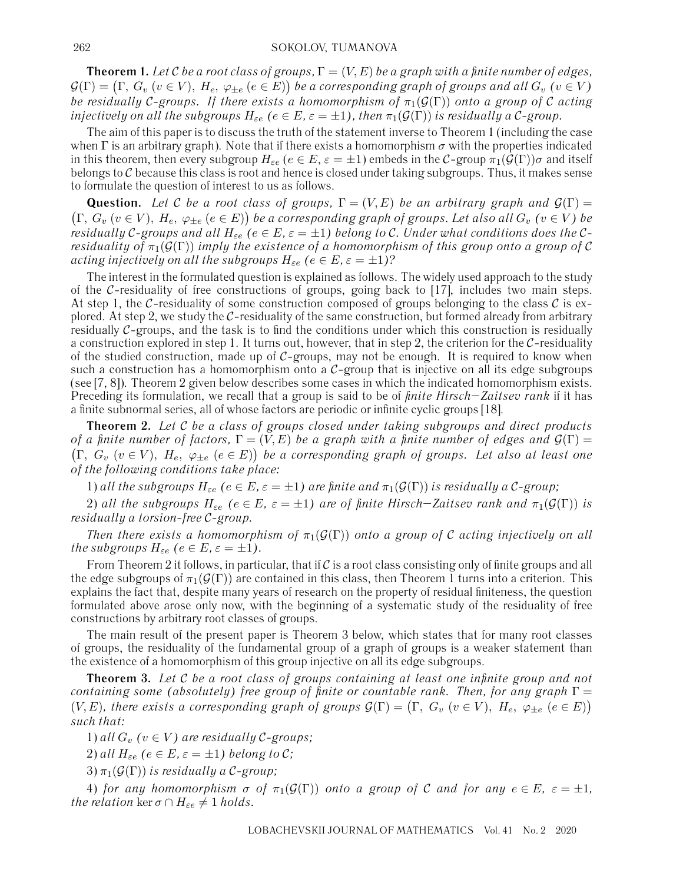**Theorem 1.** *Let $\mathcal{C}$ be a root class of groups, $\Gamma = (V, E)$ be a graph with a finite number of edges, $\mathcal{G}(\Gamma) = \big(\Gamma,\ G_v\ (v \in V),\ H_e,\ \varphi_{\pm e}\ (e \in E)\big)$ be a corresponding graph of groups and all $G_v$ $(v \in V)$ be residually $\mathcal{C}$-groups. If there exists a homomorphism of $\pi_1(\mathcal{G}(\Gamma))$ onto a group of $\mathcal{C}$ acting injectively on all the subgroups $H_{\varepsilon e}$ $(e \in E, \varepsilon = \pm 1)$, then $\pi_1(\mathcal{G}(\Gamma))$ is residually a $\mathcal{C}$-group.*

The aim of this paper is to discuss the truth of the statement inverse to Theorem 1 (including the case when $\Gamma$ is an arbitrary graph). Note that if there exists a homomorphism $\sigma$ with the properties indicated in this theorem, then every subgroup $H_{\varepsilon e}$ $(e \in E, \varepsilon = \pm 1)$ embeds in the $\mathcal{C}$-group $\pi_1(\mathcal{G}(\Gamma))\sigma$ and itself belongs to $\mathcal{C}$ because this class is root and hence is closed under taking subgroups. Thus, it makes sense to formulate the question of interest to us as follows.

**Question.** *Let $\mathcal{C}$ be a root class of groups, $\Gamma = (V, E)$ be an arbitrary graph and $\mathcal{G}(\Gamma) = \big(\Gamma,\ G_v\ (v \in V),\ H_e,\ \varphi_{\pm e}\ (e \in E)\big)$ be a corresponding graph of groups. Let also all $G_v$ $(v \in V)$ be residually $\mathcal{C}$-groups and all $H_{\varepsilon e}$ $(e \in E, \varepsilon = \pm 1)$ belong to $\mathcal{C}$. Under what conditions does the $\mathcal{C}$-residuality of $\pi_1(\mathcal{G}(\Gamma))$ imply the existence of a homomorphism of this group onto a group of $\mathcal{C}$ acting injectively on all the subgroups $H_{\varepsilon e}$ $(e \in E, \varepsilon = \pm 1)$?*

The interest in the formulated question is explained as follows. The widely used approach to the study of the $\mathcal{C}$-residuality of free constructions of groups, going back to [17], includes two main steps. At step 1, the $\mathcal{C}$-residuality of some construction composed of groups belonging to the class $\mathcal{C}$ is explored. At step 2, we study the $\mathcal{C}$-residuality of the same construction, but formed already from arbitrary residually $\mathcal{C}$-groups, and the task is to find the conditions under which this construction is residually a construction explored in step 1. It turns out, however, that in step 2, the criterion for the $\mathcal{C}$-residuality of the studied construction, made up of $\mathcal{C}$-groups, may not be enough. It is required to know when such a construction has a homomorphism onto a $\mathcal{C}$-group that is injective on all its edge subgroups (see [7, 8]). Theorem 2 given below describes some cases in which the indicated homomorphism exists. Preceding its formulation, we recall that a group is said to be of *finite Hirsch–Zaitsev rank* if it has a finite subnormal series, all of whose factors are periodic or infinite cyclic groups [18].

**Theorem 2.** *Let $\mathcal{C}$ be a class of groups closed under taking subgroups and direct products of a finite number of factors, $\Gamma = (V, E)$ be a graph with a finite number of edges and $\mathcal{G}(\Gamma) = \big(\Gamma,\ G_v\ (v \in V),\ H_e,\ \varphi_{\pm e}\ (e \in E)\big)$ be a corresponding graph of groups. Let also at least one of the following conditions take place:*

*1) all the subgroups $H_{\varepsilon e}$ $(e \in E, \varepsilon = \pm 1)$ are finite and $\pi_1(\mathcal{G}(\Gamma))$ is residually a $\mathcal{C}$-group;*

*2) all the subgroups $H_{\varepsilon e}$ $(e \in E,\ \varepsilon = \pm 1)$ are of finite Hirsch–Zaitsev rank and $\pi_1(\mathcal{G}(\Gamma))$ is residually a torsion-free $\mathcal{C}$-group.*

*Then there exists a homomorphism of $\pi_1(\mathcal{G}(\Gamma))$ onto a group of $\mathcal{C}$ acting injectively on all the subgroups $H_{\varepsilon e}$ $(e \in E, \varepsilon = \pm 1)$.*

From Theorem 2 it follows, in particular, that if $\mathcal{C}$ is a root class consisting only of finite groups and all the edge subgroups of $\pi_1(\mathcal{G}(\Gamma))$ are contained in this class, then Theorem 1 turns into a criterion. This explains the fact that, despite many years of research on the property of residual finiteness, the question formulated above arose only now, with the beginning of a systematic study of the residuality of free constructions by arbitrary root classes of groups.

The main result of the present paper is Theorem 3 below, which states that for many root classes of groups, the residuality of the fundamental group of a graph of groups is a weaker statement than the existence of a homomorphism of this group injective on all its edge subgroups.

**Theorem 3.** *Let $\mathcal{C}$ be a root class of groups containing at least one infinite group and not containing some (absolutely) free group of finite or countable rank. Then, for any graph $\Gamma = (V, E)$, there exists a corresponding graph of groups $\mathcal{G}(\Gamma) = \big(\Gamma,\ G_v\ (v \in V),\ H_e,\ \varphi_{\pm e}\ (e \in E)\big)$ such that:*

*1) all $G_v$ $(v \in V)$ are residually $\mathcal{C}$-groups;*

*2) all $H_{\varepsilon e}$ $(e \in E, \varepsilon = \pm 1)$ belong to $\mathcal{C}$;*

*3) $\pi_1(\mathcal{G}(\Gamma))$ is residually a $\mathcal{C}$-group;*

*4) for any homomorphism $\sigma$ of $\pi_1(\mathcal{G}(\Gamma))$ onto a group of $\mathcal{C}$ and for any $e \in E$, $\varepsilon = \pm 1$, the relation $\ker \sigma \cap H_{\varepsilon e} \neq 1$ holds.*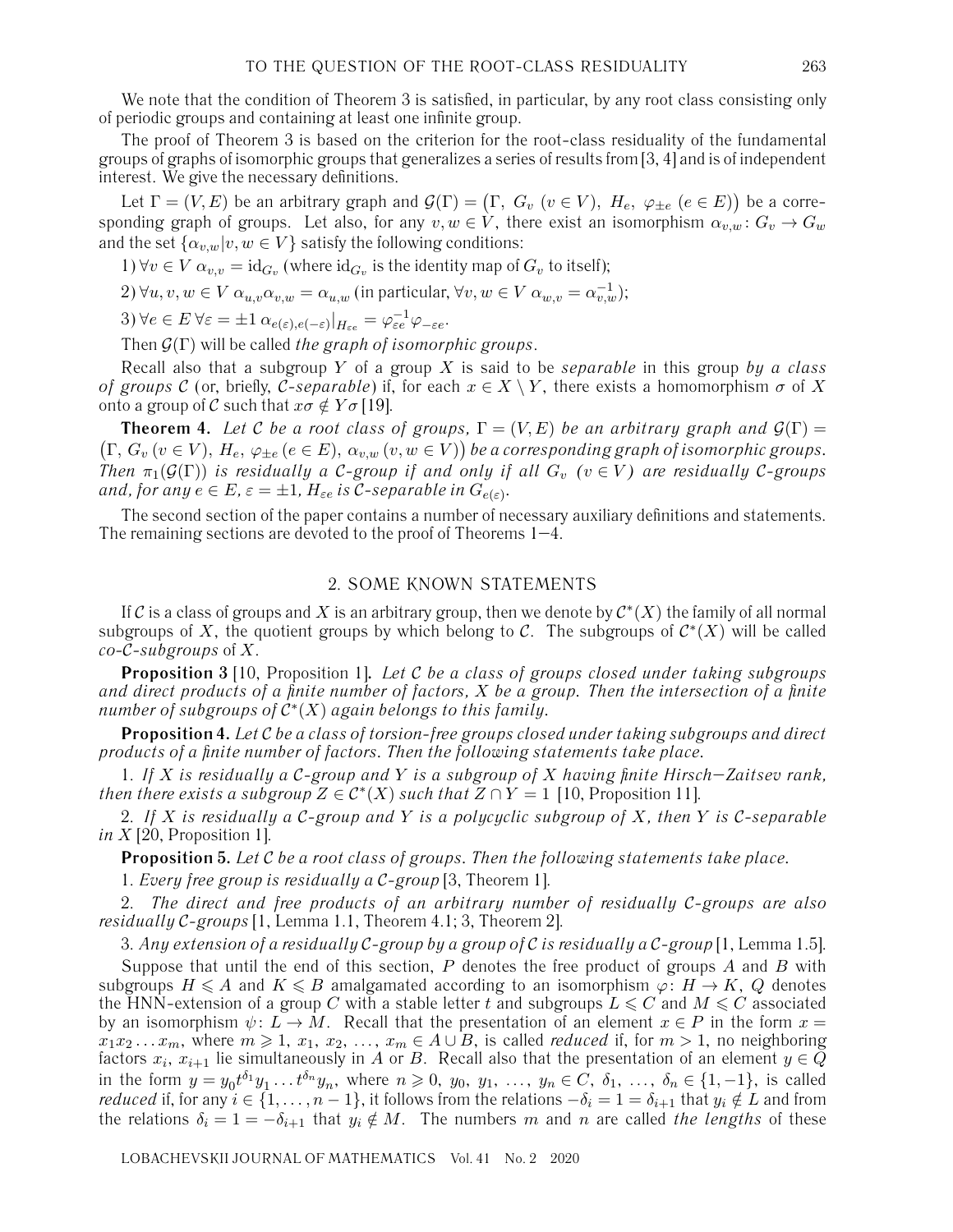We note that the condition of Theorem 3 is satisfied, in particular, by any root class consisting only of periodic groups and containing at least one infinite group.

The proof of Theorem 3 is based on the criterion for the root-class residuality of the fundamental groups of graphs of isomorphic groups that generalizes a series of results from [3, 4] and is of independent interest. We give the necessary definitions.

Let $\Gamma = (V, E)$ be an arbitrary graph and $\mathcal{G}(\Gamma) = \big(\Gamma,\ G_v\ (v \in V),\ H_e,\ \varphi_{\pm e}\ (e \in E)\big)$ be a corresponding graph of groups. Let also, for any $v, w \in V$, there exist an isomorphism $\alpha_{v,w}\colon G_v \to G_w$ and the set $\{\alpha_{v,w} | v, w \in V\}$ satisfy the following conditions:

1) $\forall v \in V\ \alpha_{v,v} = \mathrm{id}_{G_v}$ (where $\mathrm{id}_{G_v}$ is the identity map of $G_v$ to itself);

2) $\forall u, v, w \in V\ \alpha_{u,v}\alpha_{v,w} = \alpha_{u,w}$ (in particular, $\forall v, w \in V\ \alpha_{w,v} = \alpha_{v,w}^{-1}$);

3) $\forall e \in E\ \forall \varepsilon = \pm 1\ \alpha_{e(\varepsilon),e(-\varepsilon)}|_{H_{\varepsilon e}} = \varphi_{\varepsilon e}^{-1}\varphi_{-\varepsilon e}$.

Then $\mathcal{G}(\Gamma)$ will be called *the graph of isomorphic groups*.

Recall also that a subgroup $Y$ of a group $X$ is said to be *separable* in this group *by a class of groups* $\mathcal{C}$ (or, briefly, $\mathcal{C}$*-separable*) if, for each $x \in X \setminus Y$, there exists a homomorphism $\sigma$ of $X$ onto a group of $\mathcal{C}$ such that $x\sigma \notin Y\sigma$ [19].

**Theorem 4.** *Let $\mathcal{C}$ be a root class of groups, $\Gamma = (V, E)$ be an arbitrary graph and $\mathcal{G}(\Gamma) = \big(\Gamma,\ G_v\ (v \in V),\ H_e,\ \varphi_{\pm e}\ (e \in E),\ \alpha_{v,w}\ (v, w \in V)\big)$ be a corresponding graph of isomorphic groups. Then $\pi_1(\mathcal{G}(\Gamma))$ is residually a $\mathcal{C}$-group if and only if all $G_v$ $(v \in V)$ are residually $\mathcal{C}$-groups and, for any $e \in E$, $\varepsilon = \pm 1$, $H_{\varepsilon e}$ is $\mathcal{C}$-separable in $G_{e(\varepsilon)}$.*

The second section of the paper contains a number of necessary auxiliary definitions and statements. The remaining sections are devoted to the proof of Theorems 1–4.

## 2. SOME KNOWN STATEMENTS

If $\mathcal{C}$ is a class of groups and $X$ is an arbitrary group, then we denote by $\mathcal{C}^*(X)$ the family of all normal subgroups of $X$, the quotient groups by which belong to $\mathcal{C}$. The subgroups of $\mathcal{C}^*(X)$ will be called *co-$\mathcal{C}$-subgroups* of $X$.

**Proposition 3** [10, Proposition 1]**.** *Let $\mathcal{C}$ be a class of groups closed under taking subgroups and direct products of a finite number of factors, $X$ be a group. Then the intersection of a finite number of subgroups of $\mathcal{C}^*(X)$ again belongs to this family.*

**Proposition 4.** *Let $\mathcal{C}$ be a class of torsion-free groups closed under taking subgroups and direct products of a finite number of factors. Then the following statements take place.*

1. *If $X$ is residually a $\mathcal{C}$-group and $Y$ is a subgroup of $X$ having finite Hirsch–Zaitsev rank, then there exists a subgroup $Z \in \mathcal{C}^*(X)$ such that $Z \cap Y = 1$* [10, Proposition 11].

2. *If $X$ is residually a $\mathcal{C}$-group and $Y$ is a polycyclic subgroup of $X$, then $Y$ is $\mathcal{C}$-separable in $X$* [20, Proposition 1].

**Proposition 5.** *Let $\mathcal{C}$ be a root class of groups. Then the following statements take place.*

1. *Every free group is residually a $\mathcal{C}$-group* [3, Theorem 1].

2. *The direct and free products of an arbitrary number of residually $\mathcal{C}$-groups are also residually $\mathcal{C}$-groups* [1, Lemma 1.1, Theorem 4.1; 3, Theorem 2].

3. *Any extension of a residually $\mathcal{C}$-group by a group of $\mathcal{C}$ is residually a $\mathcal{C}$-group* [1, Lemma 1.5].

Suppose that until the end of this section, $P$ denotes the free product of groups $A$ and $B$ with subgroups $H \leqslant A$ and $K \leqslant B$ amalgamated according to an isomorphism $\varphi\colon H \to K$, $Q$ denotes the HNN-extension of a group $C$ with a stable letter $t$ and subgroups $L \leqslant C$ and $M \leqslant C$ associated by an isomorphism $\psi\colon L \to M$. Recall that the presentation of an element $x \in P$ in the form $x = x_1x_2\ldots x_m$, where $m \geqslant 1$, $x_1, x_2, \ldots, x_m \in A \cup B$, is called *reduced* if, for $m > 1$, no neighboring factors $x_i$, $x_{i+1}$ lie simultaneously in $A$ or $B$. Recall also that the presentation of an element $y \in Q$ in the form $y = y_0t^{\delta_1}y_1\ldots t^{\delta_n}y_n$, where $n \geqslant 0$, $y_0, y_1, \ldots, y_n \in C$, $\delta_1, \ldots, \delta_n \in \{1, -1\}$, is called *reduced* if, for any $i \in \{1, \ldots, n-1\}$, it follows from the relations $-\delta_i = 1 = \delta_{i+1}$ that $y_i \notin L$ and from the relations $\delta_i = 1 = -\delta_{i+1}$ that $y_i \notin M$. The numbers $m$ and $n$ are called *the lengths* of these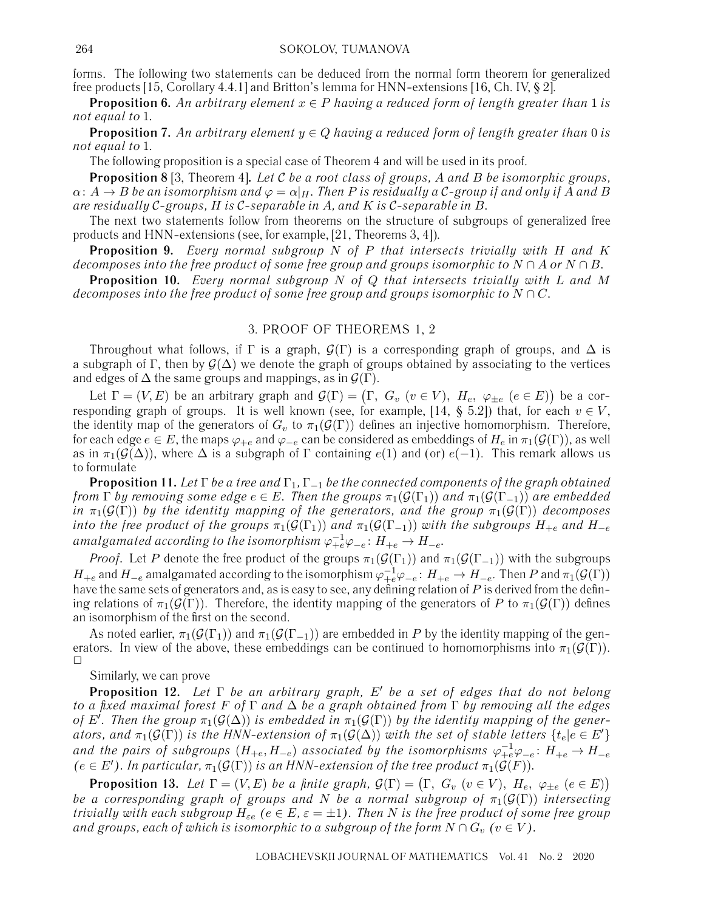forms. The following two statements can be deduced from the normal form theorem for generalized free products [15, Corollary 4.4.1] and Britton's lemma for HNN-extensions [16, Ch. IV, § 2].

**Proposition 6.** *An arbitrary element $x \in P$ having a reduced form of length greater than 1 is not equal to 1.*

**Proposition 7.** *An arbitrary element $y \in Q$ having a reduced form of length greater than 0 is not equal to 1.*

The following proposition is a special case of Theorem 4 and will be used in its proof.

**Proposition 8** [3, Theorem 4]**.** *Let $\mathcal{C}$ be a root class of groups, $A$ and $B$ be isomorphic groups, $\alpha\colon A \to B$ be an isomorphism and $\varphi = \alpha|_H$. Then $P$ is residually a $\mathcal{C}$-group if and only if $A$ and $B$ are residually $\mathcal{C}$-groups, $H$ is $\mathcal{C}$-separable in $A$, and $K$ is $\mathcal{C}$-separable in $B$.*

The next two statements follow from theorems on the structure of subgroups of generalized free products and HNN-extensions (see, for example, [21, Theorems 3, 4]).

**Proposition 9.** *Every normal subgroup $N$ of $P$ that intersects trivially with $H$ and $K$ decomposes into the free product of some free group and groups isomorphic to $N \cap A$ or $N \cap B$.*

**Proposition 10.** *Every normal subgroup $N$ of $Q$ that intersects trivially with $L$ and $M$ decomposes into the free product of some free group and groups isomorphic to $N \cap C$.*

## 3. PROOF OF THEOREMS 1, 2

Throughout what follows, if $\Gamma$ is a graph, $\mathcal{G}(\Gamma)$ is a corresponding graph of groups, and $\Delta$ is a subgraph of $\Gamma$, then by $\mathcal{G}(\Delta)$ we denote the graph of groups obtained by associating to the vertices and edges of $\Delta$ the same groups and mappings, as in $\mathcal{G}(\Gamma)$.

Let $\Gamma = (V, E)$ be an arbitrary graph and $\mathcal{G}(\Gamma) = \big(\Gamma,\ G_v\ (v \in V),\ H_e,\ \varphi_{\pm e}\ (e \in E)\big)$ be a corresponding graph of groups. It is well known (see, for example, [14, § 5.2]) that, for each $v \in V$, the identity map of the generators of $G_v$ to $\pi_1(\mathcal{G}(\Gamma))$ defines an injective homomorphism. Therefore, for each edge $e \in E$, the maps $\varphi_{+e}$ and $\varphi_{-e}$ can be considered as embeddings of $H_e$ in $\pi_1(\mathcal{G}(\Gamma))$, as well as in $\pi_1(\mathcal{G}(\Delta))$, where $\Delta$ is a subgraph of $\Gamma$ containing $e(1)$ and (or) $e(-1)$. This remark allows us to formulate

**Proposition 11.** *Let $\Gamma$ be a tree and $\Gamma_1, \Gamma_{-1}$ be the connected components of the graph obtained from $\Gamma$ by removing some edge $e \in E$. Then the groups $\pi_1(\mathcal{G}(\Gamma_1))$ and $\pi_1(\mathcal{G}(\Gamma_{-1}))$ are embedded in $\pi_1(\mathcal{G}(\Gamma))$ by the identity mapping of the generators, and the group $\pi_1(\mathcal{G}(\Gamma))$ decomposes into the free product of the groups $\pi_1(\mathcal{G}(\Gamma_1))$ and $\pi_1(\mathcal{G}(\Gamma_{-1}))$ with the subgroups $H_{+e}$ and $H_{-e}$ amalgamated according to the isomorphism $\varphi_{+e}^{-1}\varphi_{-e}\colon H_{+e} \to H_{-e}$.*

*Proof.* Let $P$ denote the free product of the groups $\pi_1(\mathcal{G}(\Gamma_1))$ and $\pi_1(\mathcal{G}(\Gamma_{-1}))$ with the subgroups $H_{+e}$ and $H_{-e}$ amalgamated according to the isomorphism $\varphi_{+e}^{-1}\varphi_{-e}\colon H_{+e} \to H_{-e}$. Then $P$ and $\pi_1(\mathcal{G}(\Gamma))$ have the same sets of generators and, as is easy to see, any defining relation of $P$ is derived from the defining relations of $\pi_1(\mathcal{G}(\Gamma))$. Therefore, the identity mapping of the generators of $P$ to $\pi_1(\mathcal{G}(\Gamma))$ defines an isomorphism of the first on the second.

As noted earlier, $\pi_1(\mathcal{G}(\Gamma_1))$ and $\pi_1(\mathcal{G}(\Gamma_{-1}))$ are embedded in $P$ by the identity mapping of the generators. In view of the above, these embeddings can be continued to homomorphisms into $\pi_1(\mathcal{G}(\Gamma))$. $\square$

Similarly, we can prove

**Proposition 12.** *Let $\Gamma$ be an arbitrary graph, $E'$ be a set of edges that do not belong to a fixed maximal forest $F$ of $\Gamma$ and $\Delta$ be a graph obtained from $\Gamma$ by removing all the edges of $E'$. Then the group $\pi_1(\mathcal{G}(\Delta))$ is embedded in $\pi_1(\mathcal{G}(\Gamma))$ by the identity mapping of the generators, and $\pi_1(\mathcal{G}(\Gamma))$ is the HNN-extension of $\pi_1(\mathcal{G}(\Delta))$ with the set of stable letters $\{t_e | e \in E'\}$ and the pairs of subgroups $(H_{+e}, H_{-e})$ associated by the isomorphisms $\varphi_{+e}^{-1}\varphi_{-e}\colon H_{+e} \to H_{-e}$ $(e \in E')$. In particular, $\pi_1(\mathcal{G}(\Gamma))$ is an HNN-extension of the tree product $\pi_1(\mathcal{G}(F))$.*

**Proposition 13.** *Let $\Gamma = (V, E)$ be a finite graph, $\mathcal{G}(\Gamma) = \big(\Gamma,\ G_v\ (v \in V),\ H_e,\ \varphi_{\pm e}\ (e \in E)\big)$ be a corresponding graph of groups and $N$ be a normal subgroup of $\pi_1(\mathcal{G}(\Gamma))$ intersecting trivially with each subgroup $H_{\varepsilon e}$ $(e \in E,\ \varepsilon = \pm 1)$. Then $N$ is the free product of some free group and groups, each of which is isomorphic to a subgroup of the form $N \cap G_v$ $(v \in V)$.*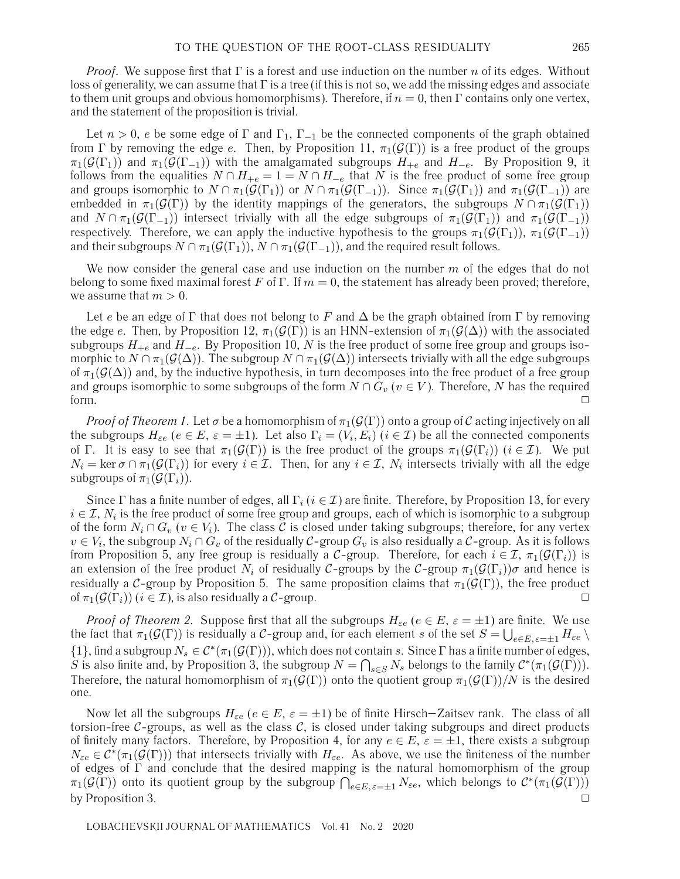*Proof.* We suppose first that $\Gamma$ is a forest and use induction on the number $n$ of its edges. Without loss of generality, we can assume that $\Gamma$ is a tree (if this is not so, we add the missing edges and associate to them unit groups and obvious homomorphisms). Therefore, if $n = 0$, then $\Gamma$ contains only one vertex, and the statement of the proposition is trivial.

Let $n > 0$, $e$ be some edge of $\Gamma$ and $\Gamma_1$, $\Gamma_{-1}$ be the connected components of the graph obtained from $\Gamma$ by removing the edge $e$. Then, by Proposition 11, $\pi_1(\mathcal{G}(\Gamma))$ is a free product of the groups $\pi_1(\mathcal{G}(\Gamma_1))$ and $\pi_1(\mathcal{G}(\Gamma_{-1}))$ with the amalgamated subgroups $H_{+e}$ and $H_{-e}$. By Proposition 9, it follows from the equalities $N \cap H_{+e} = 1 = N \cap H_{-e}$ that $N$ is the free product of some free group and groups isomorphic to $N \cap \pi_1(\mathcal{G}(\Gamma_1))$ or $N \cap \pi_1(\mathcal{G}(\Gamma_{-1}))$. Since $\pi_1(\mathcal{G}(\Gamma_1))$ and $\pi_1(\mathcal{G}(\Gamma_{-1}))$ are embedded in $\pi_1(\mathcal{G}(\Gamma))$ by the identity mappings of the generators, the subgroups $N \cap \pi_1(\mathcal{G}(\Gamma_1))$ and $N \cap \pi_1(\mathcal{G}(\Gamma_{-1}))$ intersect trivially with all the edge subgroups of $\pi_1(\mathcal{G}(\Gamma_1))$ and $\pi_1(\mathcal{G}(\Gamma_{-1}))$ respectively. Therefore, we can apply the inductive hypothesis to the groups $\pi_1(\mathcal{G}(\Gamma_1))$, $\pi_1(\mathcal{G}(\Gamma_{-1}))$ and their subgroups $N \cap \pi_1(\mathcal{G}(\Gamma_1))$, $N \cap \pi_1(\mathcal{G}(\Gamma_{-1}))$, and the required result follows.

We now consider the general case and use induction on the number $m$ of the edges that do not belong to some fixed maximal forest $F$ of $\Gamma$. If $m = 0$, the statement has already been proved; therefore, we assume that $m > 0$.

Let $e$ be an edge of $\Gamma$ that does not belong to $F$ and $\Delta$ be the graph obtained from $\Gamma$ by removing the edge $e$. Then, by Proposition 12, $\pi_1(\mathcal{G}(\Gamma))$ is an HNN-extension of $\pi_1(\mathcal{G}(\Delta))$ with the associated subgroups $H_{+e}$ and $H_{-e}$. By Proposition 10, $N$ is the free product of some free group and groups isomorphic to $N \cap \pi_1(\mathcal{G}(\Delta))$. The subgroup $N \cap \pi_1(\mathcal{G}(\Delta))$ intersects trivially with all the edge subgroups of $\pi_1(\mathcal{G}(\Delta))$ and, by the inductive hypothesis, in turn decomposes into the free product of a free group and groups isomorphic to some subgroups of the form $N \cap G_v$ ($v \in V$). Therefore, $N$ has the required form. ◻

*Proof of Theorem 1.* Let $\sigma$ be a homomorphism of $\pi_1(\mathcal{G}(\Gamma))$ onto a group of $\mathcal{C}$ acting injectively on all the subgroups $H_{\varepsilon e}$ ($e \in E$, $\varepsilon = \pm 1$). Let also $\Gamma_i = (V_i, E_i)$ ($i \in \mathcal{I}$) be all the connected components of $\Gamma$. It is easy to see that $\pi_1(\mathcal{G}(\Gamma))$ is the free product of the groups $\pi_1(\mathcal{G}(\Gamma_i))$ ($i \in \mathcal{I}$). We put $N_i = \ker \sigma \cap \pi_1(\mathcal{G}(\Gamma_i))$ for every $i \in \mathcal{I}$. Then, for any $i \in \mathcal{I}$, $N_i$ intersects trivially with all the edge subgroups of $\pi_1(\mathcal{G}(\Gamma_i))$.

Since $\Gamma$ has a finite number of edges, all $\Gamma_i$ ($i \in \mathcal{I}$) are finite. Therefore, by Proposition 13, for every $i \in \mathcal{I}$, $N_i$ is the free product of some free group and groups, each of which is isomorphic to a subgroup of the form $N_i \cap G_v$ ($v \in V_i$). The class $\mathcal{C}$ is closed under taking subgroups; therefore, for any vertex $v \in V_i$, the subgroup $N_i \cap G_v$ of the residually $\mathcal{C}$-group $G_v$ is also residually a $\mathcal{C}$-group. As it is follows from Proposition 5, any free group is residually a $\mathcal{C}$-group. Therefore, for each $i \in \mathcal{I}$, $\pi_1(\mathcal{G}(\Gamma_i))$ is an extension of the free product $N_i$ of residually $\mathcal{C}$-groups by the $\mathcal{C}$-group $\pi_1(\mathcal{G}(\Gamma_i))\sigma$ and hence is residually a $\mathcal{C}$-group by Proposition 5. The same proposition claims that $\pi_1(\mathcal{G}(\Gamma))$, the free product of $\pi_1(\mathcal{G}(\Gamma_i))$ ($i \in \mathcal{I}$), is also residually a $\mathcal{C}$-group. ◻

*Proof of Theorem 2.* Suppose first that all the subgroups $H_{\varepsilon e}$ ($e \in E$, $\varepsilon = \pm 1$) are finite. We use the fact that $\pi_1(\mathcal{G}(\Gamma))$ is residually a $\mathcal{C}$-group and, for each element $s$ of the set $S = \bigcup_{e \in E, \varepsilon = \pm 1} H_{\varepsilon e} \setminus \{1\}$, find a subgroup $N_s \in \mathcal{C}^*(\pi_1(\mathcal{G}(\Gamma)))$, which does not contain $s$. Since $\Gamma$ has a finite number of edges, $S$ is also finite and, by Proposition 3, the subgroup $N = \bigcap_{s \in S} N_s$ belongs to the family $\mathcal{C}^*(\pi_1(\mathcal{G}(\Gamma)))$. Therefore, the natural homomorphism of $\pi_1(\mathcal{G}(\Gamma))$ onto the quotient group $\pi_1(\mathcal{G}(\Gamma))/N$ is the desired one.

Now let all the subgroups $H_{\varepsilon e}$ ($e \in E$, $\varepsilon = \pm 1$) be of finite Hirsch–Zaitsev rank. The class of all torsion-free $\mathcal{C}$-groups, as well as the class $\mathcal{C}$, is closed under taking subgroups and direct products of finitely many factors. Therefore, by Proposition 4, for any $e \in E$, $\varepsilon = \pm 1$, there exists a subgroup $N_{\varepsilon e} \in \mathcal{C}^*(\pi_1(\mathcal{G}(\Gamma)))$ that intersects trivially with $H_{\varepsilon e}$. As above, we use the finiteness of the number of edges of $\Gamma$ and conclude that the desired mapping is the natural homomorphism of the group $\pi_1(\mathcal{G}(\Gamma))$ onto its quotient group by the subgroup $\bigcap_{e \in E, \varepsilon = \pm 1} N_{\varepsilon e}$, which belongs to $\mathcal{C}^*(\pi_1(\mathcal{G}(\Gamma)))$ by Proposition 3. ◻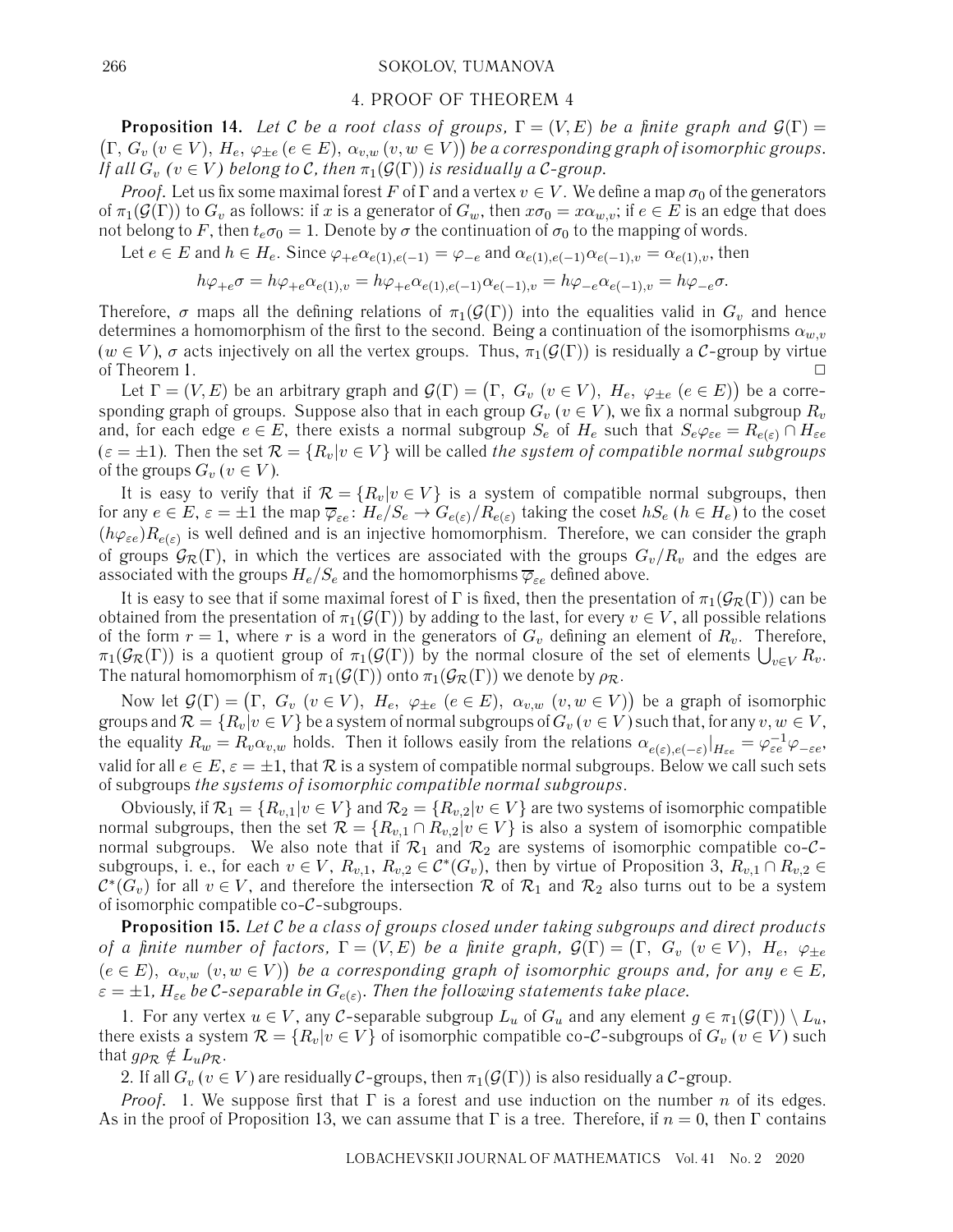## 4. PROOF OF THEOREM 4

**Proposition 14.** *Let $\mathcal{C}$ be a root class of groups, $\Gamma = (V, E)$ be a finite graph and $\mathcal{G}(\Gamma) = \big(\Gamma,\ G_v\ (v \in V),\ H_e,\ \varphi_{\pm e}\ (e \in E),\ \alpha_{v,w}\ (v, w \in V)\big)$ be a corresponding graph of isomorphic groups. If all $G_v$ $(v \in V)$ belong to $\mathcal{C}$, then $\pi_1(\mathcal{G}(\Gamma))$ is residually a $\mathcal{C}$-group.*

*Proof.* Let us fix some maximal forest $F$ of $\Gamma$ and a vertex $v \in V$. We define a map $\sigma_0$ of the generators of $\pi_1(\mathcal{G}(\Gamma))$ to $G_v$ as follows: if $x$ is a generator of $G_w$, then $x\sigma_0 = x\alpha_{w,v}$; if $e \in E$ is an edge that does not belong to $F$, then $t_e\sigma_0 = 1$. Denote by $\sigma$ the continuation of $\sigma_0$ to the mapping of words.

Let $e \in E$ and $h \in H_e$. Since $\varphi_{+e}\alpha_{e(1),e(-1)} = \varphi_{-e}$ and $\alpha_{e(1),e(-1)}\alpha_{e(-1),v} = \alpha_{e(1),v}$, then

$$h\varphi_{+e}\sigma = h\varphi_{+e}\alpha_{e(1),v} = h\varphi_{+e}\alpha_{e(1),e(-1)}\alpha_{e(-1),v} = h\varphi_{-e}\alpha_{e(-1),v} = h\varphi_{-e}\sigma.$$

Therefore, $\sigma$ maps all the defining relations of $\pi_1(\mathcal{G}(\Gamma))$ into the equalities valid in $G_v$ and hence determines a homomorphism of the first to the second. Being a continuation of the isomorphisms $\alpha_{w,v}$ $(w \in V)$, $\sigma$ acts injectively on all the vertex groups. Thus, $\pi_1(\mathcal{G}(\Gamma))$ is residually a $\mathcal{C}$-group by virtue of Theorem 1. $\square$

Let $\Gamma = (V, E)$ be an arbitrary graph and $\mathcal{G}(\Gamma) = \big(\Gamma,\ G_v\ (v \in V),\ H_e,\ \varphi_{\pm e}\ (e \in E)\big)$ be a corresponding graph of groups. Suppose also that in each group $G_v$ $(v \in V)$, we fix a normal subgroup $R_v$ and, for each edge $e \in E$, there exists a normal subgroup $S_e$ of $H_e$ such that $S_e\varphi_{\varepsilon e} = R_{e(\varepsilon)} \cap H_{\varepsilon e}$ $(\varepsilon = \pm 1)$. Then the set $\mathcal{R} = \{R_v | v \in V\}$ will be called *the system of compatible normal subgroups* of the groups $G_v$ $(v \in V)$.

It is easy to verify that if $\mathcal{R} = \{R_v | v \in V\}$ is a system of compatible normal subgroups, then for any $e \in E$, $\varepsilon = \pm 1$ the map $\overline{\varphi}_{\varepsilon e}\colon H_e/S_e \to G_{e(\varepsilon)}/R_{e(\varepsilon)}$ taking the coset $hS_e$ $(h \in H_e)$ to the coset $(h\varphi_{\varepsilon e})R_{e(\varepsilon)}$ is well defined and is an injective homomorphism. Therefore, we can consider the graph of groups $\mathcal{G}_{\mathcal{R}}(\Gamma)$, in which the vertices are associated with the groups $G_v/R_v$ and the edges are associated with the groups $H_e/S_e$ and the homomorphisms $\overline{\varphi}_{\varepsilon e}$ defined above.

It is easy to see that if some maximal forest of $\Gamma$ is fixed, then the presentation of $\pi_1(\mathcal{G}_{\mathcal{R}}(\Gamma))$ can be obtained from the presentation of $\pi_1(\mathcal{G}(\Gamma))$ by adding to the last, for every $v \in V$, all possible relations of the form $r = 1$, where $r$ is a word in the generators of $G_v$ defining an element of $R_v$. Therefore, $\pi_1(\mathcal{G}_{\mathcal{R}}(\Gamma))$ is a quotient group of $\pi_1(\mathcal{G}(\Gamma))$ by the normal closure of the set of elements $\bigcup_{v \in V} R_v$. The natural homomorphism of $\pi_1(\mathcal{G}(\Gamma))$ onto $\pi_1(\mathcal{G}_{\mathcal{R}}(\Gamma))$ we denote by $\rho_{\mathcal{R}}$.

Now let $\mathcal{G}(\Gamma) = \big(\Gamma,\ G_v\ (v \in V),\ H_e,\ \varphi_{\pm e}\ (e \in E),\ \alpha_{v,w}\ (v, w \in V)\big)$ be a graph of isomorphic groups and $\mathcal{R} = \{R_v | v \in V\}$ be a system of normal subgroups of $G_v$ $(v \in V)$ such that, for any $v, w \in V$, the equality $R_w = R_v\alpha_{v,w}$ holds. Then it follows easily from the relations $\alpha_{e(\varepsilon),e(-\varepsilon)}|_{H_{\varepsilon e}} = \varphi_{\varepsilon e}^{-1}\varphi_{-\varepsilon e}$, valid for all $e \in E$, $\varepsilon = \pm 1$, that $\mathcal{R}$ is a system of compatible normal subgroups. Below we call such sets of subgroups *the systems of isomorphic compatible normal subgroups*.

Obviously, if $\mathcal{R}_1 = \{R_{v,1} | v \in V\}$ and $\mathcal{R}_2 = \{R_{v,2} | v \in V\}$ are two systems of isomorphic compatible normal subgroups, then the set $\mathcal{R} = \{R_{v,1} \cap R_{v,2} | v \in V\}$ is also a system of isomorphic compatible normal subgroups. We also note that if $\mathcal{R}_1$ and $\mathcal{R}_2$ are systems of isomorphic compatible co-$\mathcal{C}$-subgroups, i. e., for each $v \in V$, $R_{v,1}, R_{v,2} \in \mathcal{C}^*(G_v)$, then by virtue of Proposition 3, $R_{v,1} \cap R_{v,2} \in \mathcal{C}^*(G_v)$ for all $v \in V$, and therefore the intersection $\mathcal{R}$ of $\mathcal{R}_1$ and $\mathcal{R}_2$ also turns out to be a system of isomorphic compatible co-$\mathcal{C}$-subgroups.

**Proposition 15.** *Let $\mathcal{C}$ be a class of groups closed under taking subgroups and direct products of a finite number of factors, $\Gamma = (V, E)$ be a finite graph, $\mathcal{G}(\Gamma) = \big(\Gamma,\ G_v\ (v \in V),\ H_e,\ \varphi_{\pm e}\ (e \in E),\ \alpha_{v,w}\ (v, w \in V)\big)$ be a corresponding graph of isomorphic groups and, for any $e \in E$, $\varepsilon = \pm 1$, $H_{\varepsilon e}$ be $\mathcal{C}$-separable in $G_{e(\varepsilon)}$. Then the following statements take place.*

1. For any vertex $u \in V$, any $\mathcal{C}$-separable subgroup $L_u$ of $G_u$ and any element $g \in \pi_1(\mathcal{G}(\Gamma)) \setminus L_u$, there exists a system $\mathcal{R} = \{R_v | v \in V\}$ of isomorphic compatible co-$\mathcal{C}$-subgroups of $G_v$ $(v \in V)$ such that $g\rho_{\mathcal{R}} \notin L_u\rho_{\mathcal{R}}$.

2. If all $G_v$ $(v \in V)$ are residually $\mathcal{C}$-groups, then $\pi_1(\mathcal{G}(\Gamma))$ is also residually a $\mathcal{C}$-group.

*Proof.* 1. We suppose first that $\Gamma$ is a forest and use induction on the number $n$ of its edges. As in the proof of Proposition 13, we can assume that $\Gamma$ is a tree. Therefore, if $n = 0$, then $\Gamma$ contains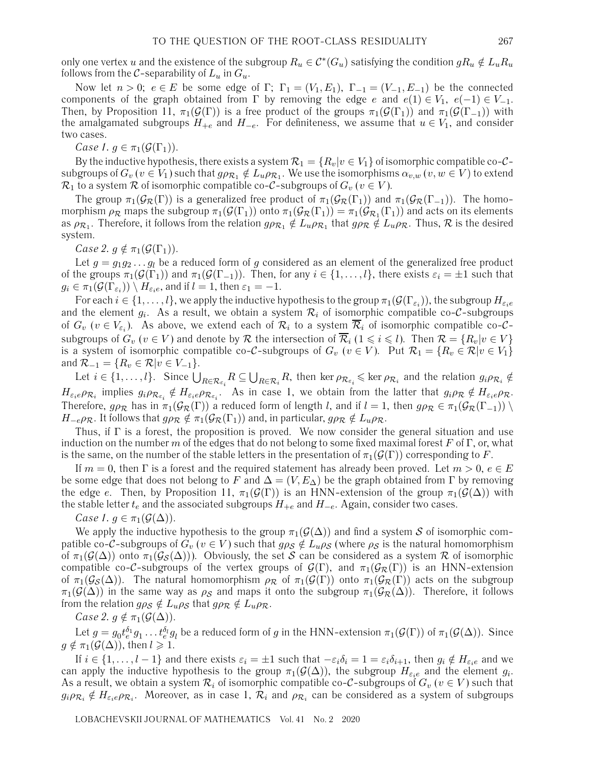only one vertex $u$ and the existence of the subgroup $R_u \in \mathcal{C}^*(G_u)$ satisfying the condition $gR_u \notin L_uR_u$ follows from the $\mathcal{C}$-separability of $L_u$ in $G_u$.

Now let $n > 0$; $e \in E$ be some edge of $\Gamma$; $\Gamma_1 = (V_1, E_1)$, $\Gamma_{-1} = (V_{-1}, E_{-1})$ be the connected components of the graph obtained from $\Gamma$ by removing the edge $e$ and $e(1) \in V_1$, $e(-1) \in V_{-1}$. Then, by Proposition 11, $\pi_1(\mathcal{G}(\Gamma))$ is a free product of the groups $\pi_1(\mathcal{G}(\Gamma_1))$ and $\pi_1(\mathcal{G}(\Gamma_{-1}))$ with the amalgamated subgroups $H_{+e}$ and $H_{-e}$. For definiteness, we assume that $u \in V_1$, and consider two cases.

*Case 1.* $g \in \pi_1(\mathcal{G}(\Gamma_1))$.

By the inductive hypothesis, there exists a system $\mathcal{R}_1 = \{R_v | v \in V_1\}$ of isomorphic compatible co-$\mathcal{C}$-subgroups of $G_v$ ($v \in V_1$) such that $g\rho_{\mathcal{R}_1} \notin L_u\rho_{\mathcal{R}_1}$. We use the isomorphisms $\alpha_{v,w}$ ($v, w \in V$) to extend $\mathcal{R}_1$ to a system $\mathcal{R}$ of isomorphic compatible co-$\mathcal{C}$-subgroups of $G_v$ ($v \in V$).

The group $\pi_1(\mathcal{G}_\mathcal{R}(\Gamma))$ is a generalized free product of $\pi_1(\mathcal{G}_\mathcal{R}(\Gamma_1))$ and $\pi_1(\mathcal{G}_\mathcal{R}(\Gamma_{-1}))$. The homomorphism $\rho_\mathcal{R}$ maps the subgroup $\pi_1(\mathcal{G}(\Gamma_1))$ onto $\pi_1(\mathcal{G}_\mathcal{R}(\Gamma_1)) = \pi_1(\mathcal{G}_{\mathcal{R}_1}(\Gamma_1))$ and acts on its elements as $\rho_{\mathcal{R}_1}$. Therefore, it follows from the relation $g\rho_{\mathcal{R}_1} \notin L_u\rho_{\mathcal{R}_1}$ that $g\rho_\mathcal{R} \notin L_u\rho_\mathcal{R}$. Thus, $\mathcal{R}$ is the desired system.

*Case 2.* $g \notin \pi_1(\mathcal{G}(\Gamma_1))$.

Let $g = g_1g_2\ldots g_l$ be a reduced form of $g$ considered as an element of the generalized free product of the groups $\pi_1(\mathcal{G}(\Gamma_1))$ and $\pi_1(\mathcal{G}(\Gamma_{-1}))$. Then, for any $i \in \{1, \ldots, l\}$, there exists $\varepsilon_i = \pm1$ such that $g_i \in \pi_1(\mathcal{G}(\Gamma_{\varepsilon_i})) \setminus H_{\varepsilon_i e}$, and if $l = 1$, then $\varepsilon_1 = -1$.

For each $i \in \{1, \ldots, l\}$, we apply the inductive hypothesis to the group $\pi_1(\mathcal{G}(\Gamma_{\varepsilon_i}))$, the subgroup $H_{\varepsilon_i e}$ and the element $g_i$. As a result, we obtain a system $\mathcal{R}_i$ of isomorphic compatible co-$\mathcal{C}$-subgroups of $G_v$ ($v \in V_{\varepsilon_i}$). As above, we extend each of $\mathcal{R}_i$ to a system $\overline{\mathcal{R}}_i$ of isomorphic compatible co-$\mathcal{C}$-subgroups of $G_v$ ($v \in V$) and denote by $\mathcal{R}$ the intersection of $\overline{\mathcal{R}}_i$ ($1 \leqslant i \leqslant l$). Then $\mathcal{R} = \{R_v | v \in V\}$ is a system of isomorphic compatible co-$\mathcal{C}$-subgroups of $G_v$ ($v \in V$). Put $\mathcal{R}_1 = \{R_v \in \mathcal{R} | v \in V_1\}$ and $\mathcal{R}_{-1} = \{R_v \in \mathcal{R} | v \in V_{-1}\}$.

Let $i \in \{1, \ldots, l\}$. Since $\bigcup_{R \in \mathcal{R}_{\varepsilon_i}} R \subseteq \bigcup_{R \in \mathcal{R}_i} R$, then $\ker \rho_{\mathcal{R}_{\varepsilon_i}} \leqslant \ker \rho_{\mathcal{R}_i}$ and the relation $g_i\rho_{\mathcal{R}_i} \notin H_{\varepsilon_i e}\rho_{\mathcal{R}_i}$ implies $g_i\rho_{\mathcal{R}_{\varepsilon_i}} \notin H_{\varepsilon_i e}\rho_{\mathcal{R}_{\varepsilon_i}}$. As in case 1, we obtain from the latter that $g_i\rho_\mathcal{R} \notin H_{\varepsilon_i e}\rho_\mathcal{R}$. Therefore, $g\rho_\mathcal{R}$ has in $\pi_1(\mathcal{G}_\mathcal{R}(\Gamma))$ a reduced form of length $l$, and if $l = 1$, then $g\rho_\mathcal{R} \in \pi_1(\mathcal{G}_\mathcal{R}(\Gamma_{-1})) \setminus H_{-e}\rho_\mathcal{R}$. It follows that $g\rho_\mathcal{R} \notin \pi_1(\mathcal{G}_\mathcal{R}(\Gamma_1))$ and, in particular, $g\rho_\mathcal{R} \notin L_u\rho_\mathcal{R}$.

Thus, if $\Gamma$ is a forest, the proposition is proved. We now consider the general situation and use induction on the number $m$ of the edges that do not belong to some fixed maximal forest $F$ of $\Gamma$, or, what is the same, on the number of the stable letters in the presentation of $\pi_1(\mathcal{G}(\Gamma))$ corresponding to $F$.

If $m = 0$, then $\Gamma$ is a forest and the required statement has already been proved. Let $m > 0$, $e \in E$ be some edge that does not belong to $F$ and $\Delta = (V, E_\Delta)$ be the graph obtained from $\Gamma$ by removing the edge $e$. Then, by Proposition 11, $\pi_1(\mathcal{G}(\Gamma))$ is an HNN-extension of the group $\pi_1(\mathcal{G}(\Delta))$ with the stable letter $t_e$ and the associated subgroups $H_{+e}$ and $H_{-e}$. Again, consider two cases.

*Case 1.* $g \in \pi_1(\mathcal{G}(\Delta))$.

We apply the inductive hypothesis to the group $\pi_1(\mathcal{G}(\Delta))$ and find a system $\mathcal{S}$ of isomorphic compatible co-$\mathcal{C}$-subgroups of $G_v$ ($v \in V$) such that $g\rho_\mathcal{S} \notin L_u\rho_\mathcal{S}$ (where $\rho_\mathcal{S}$ is the natural homomorphism of $\pi_1(\mathcal{G}(\Delta))$ onto $\pi_1(\mathcal{G}_\mathcal{S}(\Delta))$). Obviously, the set $\mathcal{S}$ can be considered as a system $\mathcal{R}$ of isomorphic compatible co-$\mathcal{C}$-subgroups of the vertex groups of $\mathcal{G}(\Gamma)$, and $\pi_1(\mathcal{G}_\mathcal{R}(\Gamma))$ is an HNN-extension of $\pi_1(\mathcal{G}_\mathcal{S}(\Delta))$. The natural homomorphism $\rho_\mathcal{R}$ of $\pi_1(\mathcal{G}(\Gamma))$ onto $\pi_1(\mathcal{G}_\mathcal{R}(\Gamma))$ acts on the subgroup $\pi_1(\mathcal{G}(\Delta))$ in the same way as $\rho_\mathcal{S}$ and maps it onto the subgroup $\pi_1(\mathcal{G}_\mathcal{R}(\Delta))$. Therefore, it follows from the relation $g\rho_\mathcal{S} \notin L_u\rho_\mathcal{S}$ that $g\rho_\mathcal{R} \notin L_u\rho_\mathcal{R}$.

*Case 2.* $g \notin \pi_1(\mathcal{G}(\Delta))$.

Let $g = g_0t_e^{\delta_1}g_1\ldots t_e^{\delta_l}g_l$ be a reduced form of $g$ in the HNN-extension $\pi_1(\mathcal{G}(\Gamma))$ of $\pi_1(\mathcal{G}(\Delta))$. Since $g \notin \pi_1(\mathcal{G}(\Delta))$, then $l \geqslant 1$.

If $i \in \{1, \ldots, l-1\}$ and there exists $\varepsilon_i = \pm1$ such that $-\varepsilon_i\delta_i = 1 = \varepsilon_i\delta_{i+1}$, then $g_i \notin H_{\varepsilon_i e}$ and we can apply the inductive hypothesis to the group $\pi_1(\mathcal{G}(\Delta))$, the subgroup $H_{\varepsilon_i e}$ and the element $g_i$. As a result, we obtain a system $\mathcal{R}_i$ of isomorphic compatible co-$\mathcal{C}$-subgroups of $G_v$ ($v \in V$) such that $g_i\rho_{\mathcal{R}_i} \notin H_{\varepsilon_i e}\rho_{\mathcal{R}_i}$. Moreover, as in case 1, $\mathcal{R}_i$ and $\rho_{\mathcal{R}_i}$ can be considered as a system of subgroups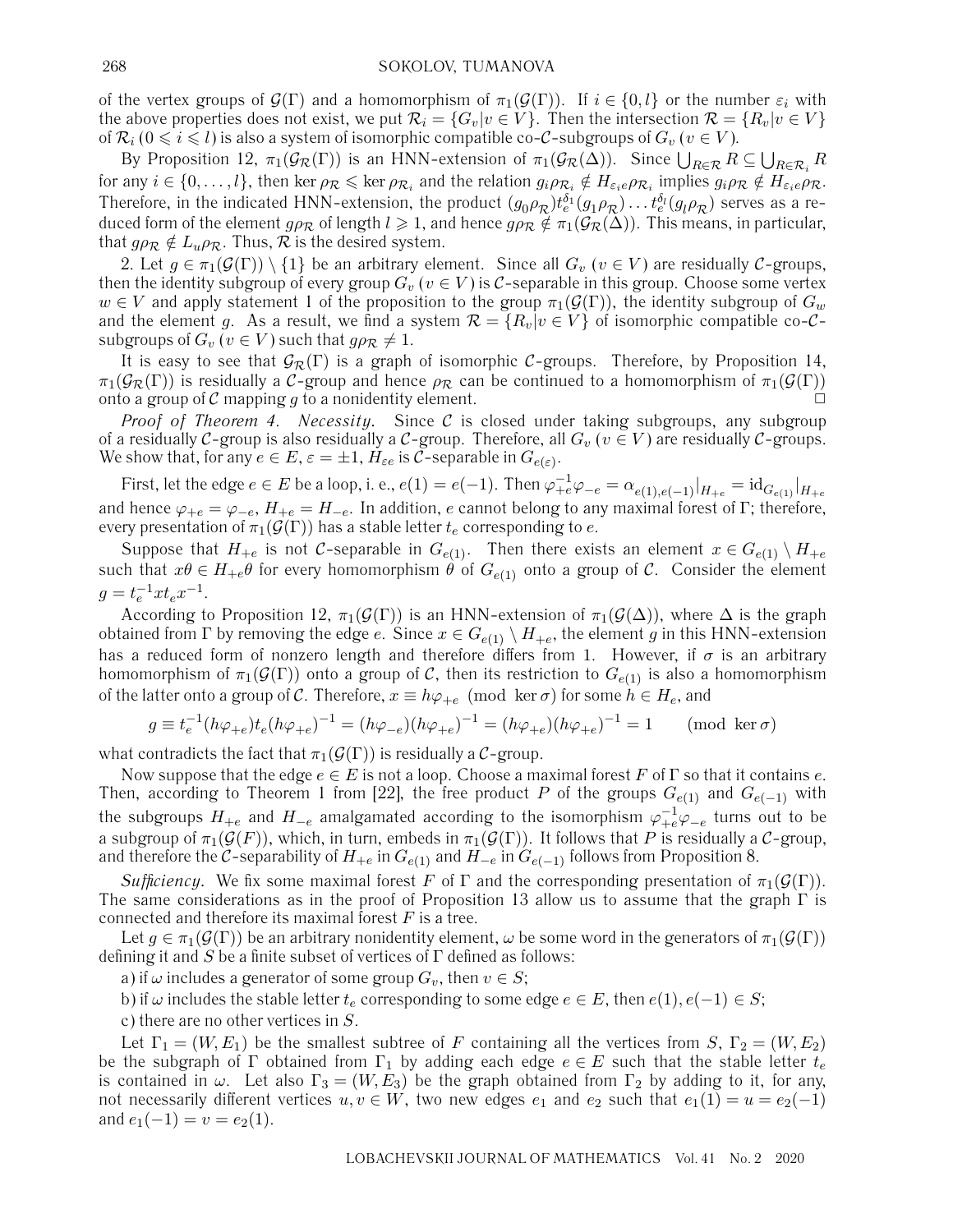of the vertex groups of $\mathcal{G}(\Gamma)$ and a homomorphism of $\pi_1(\mathcal{G}(\Gamma))$. If $i \in \{0, l\}$ or the number $\varepsilon_i$ with the above properties does not exist, we put $\mathcal{R}_i = \{G_v | v \in V\}$. Then the intersection $\mathcal{R} = \{R_v | v \in V\}$ of $\mathcal{R}_i$ ($0 \leqslant i \leqslant l$) is also a system of isomorphic compatible co-$\mathcal{C}$-subgroups of $G_v$ ($v \in V$).

By Proposition 12, $\pi_1(\mathcal{G}_\mathcal{R}(\Gamma))$ is an HNN-extension of $\pi_1(\mathcal{G}_\mathcal{R}(\Delta))$. Since $\bigcup_{R\in\mathcal{R}} R \subseteq \bigcup_{R\in\mathcal{R}_i} R$ for any $i \in \{0, \ldots, l\}$, then $\ker \rho_\mathcal{R} \leqslant \ker \rho_{\mathcal{R}_i}$ and the relation $g_i\rho_{\mathcal{R}_i} \notin H_{\varepsilon_i e}\rho_{\mathcal{R}_i}$ implies $g_i\rho_\mathcal{R} \notin H_{\varepsilon_i e}\rho_\mathcal{R}$. Therefore, in the indicated HNN-extension, the product $(g_0\rho_\mathcal{R})t_e^{\delta_1}(g_1\rho_\mathcal{R}) \ldots t_e^{\delta_l}(g_l\rho_\mathcal{R})$ serves as a reduced form of the element $g\rho_\mathcal{R}$ of length $l \geqslant 1$, and hence $g\rho_\mathcal{R} \notin \pi_1(\mathcal{G}_\mathcal{R}(\Delta))$. This means, in particular, that $g\rho_\mathcal{R} \notin L_u\rho_\mathcal{R}$. Thus, $\mathcal{R}$ is the desired system.

2. Let $g \in \pi_1(\mathcal{G}(\Gamma)) \setminus \{1\}$ be an arbitrary element. Since all $G_v$ ($v \in V$) are residually $\mathcal{C}$-groups, then the identity subgroup of every group $G_v$ ($v \in V$) is $\mathcal{C}$-separable in this group. Choose some vertex $w \in V$ and apply statement 1 of the proposition to the group $\pi_1(\mathcal{G}(\Gamma))$, the identity subgroup of $G_w$ and the element $g$. As a result, we find a system $\mathcal{R} = \{R_v | v \in V\}$ of isomorphic compatible co-$\mathcal{C}$-subgroups of $G_v$ ($v \in V$) such that $g\rho_\mathcal{R} \neq 1$.

It is easy to see that $\mathcal{G}_\mathcal{R}(\Gamma)$ is a graph of isomorphic $\mathcal{C}$-groups. Therefore, by Proposition 14, $\pi_1(\mathcal{G}_\mathcal{R}(\Gamma))$ is residually a $\mathcal{C}$-group and hence $\rho_\mathcal{R}$ can be continued to a homomorphism of $\pi_1(\mathcal{G}(\Gamma))$ onto a group of $\mathcal{C}$ mapping $g$ to a nonidentity element. □

*Proof of Theorem 4. Necessity.* Since $\mathcal{C}$ is closed under taking subgroups, any subgroup of a residually $\mathcal{C}$-group is also residually a $\mathcal{C}$-group. Therefore, all $G_v$ ($v \in V$) are residually $\mathcal{C}$-groups. We show that, for any $e \in E$, $\varepsilon = \pm 1$, $H_{\varepsilon e}$ is $\mathcal{C}$-separable in $G_{e(\varepsilon)}$.

First, let the edge $e \in E$ be a loop, i. e., $e(1) = e(-1)$. Then $\varphi_{+e}^{-1}\varphi_{-e} = \alpha_{e(1),e(-1)}|_{H_{+e}} = \mathrm{id}_{G_{e(1)}}|_{H_{+e}}$ and hence $\varphi_{+e} = \varphi_{-e}$, $H_{+e} = H_{-e}$. In addition, $e$ cannot belong to any maximal forest of $\Gamma$; therefore, every presentation of $\pi_1(\mathcal{G}(\Gamma))$ has a stable letter $t_e$ corresponding to $e$.

Suppose that $H_{+e}$ is not $\mathcal{C}$-separable in $G_{e(1)}$. Then there exists an element $x \in G_{e(1)} \setminus H_{+e}$ such that $x\theta \in H_{+e}\theta$ for every homomorphism $\theta$ of $G_{e(1)}$ onto a group of $\mathcal{C}$. Consider the element $g = t_e^{-1}xt_ex^{-1}$.

According to Proposition 12, $\pi_1(\mathcal{G}(\Gamma))$ is an HNN-extension of $\pi_1(\mathcal{G}(\Delta))$, where $\Delta$ is the graph obtained from $\Gamma$ by removing the edge $e$. Since $x \in G_{e(1)} \setminus H_{+e}$, the element $g$ in this HNN-extension has a reduced form of nonzero length and therefore differs from 1. However, if $\sigma$ is an arbitrary homomorphism of $\pi_1(\mathcal{G}(\Gamma))$ onto a group of $\mathcal{C}$, then its restriction to $G_{e(1)}$ is also a homomorphism of the latter onto a group of $\mathcal{C}$. Therefore, $x \equiv h\varphi_{+e} \pmod{\ker \sigma}$ for some $h \in H_e$, and

$$g \equiv t_e^{-1}(h\varphi_{+e})t_e(h\varphi_{+e})^{-1} = (h\varphi_{-e})(h\varphi_{+e})^{-1} = (h\varphi_{+e})(h\varphi_{+e})^{-1} = 1 \qquad \pmod{\ker \sigma}$$

what contradicts the fact that $\pi_1(\mathcal{G}(\Gamma))$ is residually a $\mathcal{C}$-group.

Now suppose that the edge $e \in E$ is not a loop. Choose a maximal forest $F$ of $\Gamma$ so that it contains $e$. Then, according to Theorem 1 from [22], the free product $P$ of the groups $G_{e(1)}$ and $G_{e(-1)}$ with the subgroups $H_{+e}$ and $H_{-e}$ amalgamated according to the isomorphism $\varphi_{+e}^{-1}\varphi_{-e}$ turns out to be a subgroup of $\pi_1(\mathcal{G}(F))$, which, in turn, embeds in $\pi_1(\mathcal{G}(\Gamma))$. It follows that $P$ is residually a $\mathcal{C}$-group, and therefore the $\mathcal{C}$-separability of $H_{+e}$ in $G_{e(1)}$ and $H_{-e}$ in $G_{e(-1)}$ follows from Proposition 8.

*Sufficiency.* We fix some maximal forest $F$ of $\Gamma$ and the corresponding presentation of $\pi_1(\mathcal{G}(\Gamma))$. The same considerations as in the proof of Proposition 13 allow us to assume that the graph $\Gamma$ is connected and therefore its maximal forest $F$ is a tree.

Let $g \in \pi_1(\mathcal{G}(\Gamma))$ be an arbitrary nonidentity element, $\omega$ be some word in the generators of $\pi_1(\mathcal{G}(\Gamma))$ defining it and $S$ be a finite subset of vertices of $\Gamma$ defined as follows:

a) if $\omega$ includes a generator of some group $G_v$, then $v \in S$;

b) if $\omega$ includes the stable letter $t_e$ corresponding to some edge $e \in E$, then $e(1), e(-1) \in S$;

c) there are no other vertices in $S$.

Let $\Gamma_1 = (W, E_1)$ be the smallest subtree of $F$ containing all the vertices from $S$, $\Gamma_2 = (W, E_2)$ be the subgraph of $\Gamma$ obtained from $\Gamma_1$ by adding each edge $e \in E$ such that the stable letter $t_e$ is contained in $\omega$. Let also $\Gamma_3 = (W, E_3)$ be the graph obtained from $\Gamma_2$ by adding to it, for any, not necessarily different vertices $u, v \in W$, two new edges $e_1$ and $e_2$ such that $e_1(1) = u = e_2(-1)$ and $e_1(-1) = v = e_2(1)$.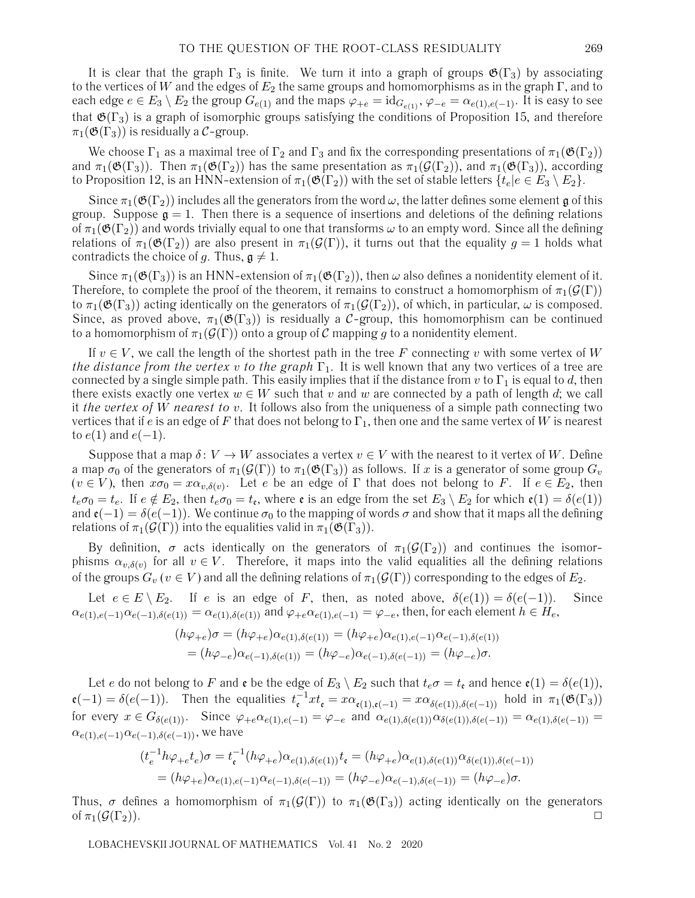It is clear that the graph $\Gamma_3$ is finite. We turn it into a graph of groups $\mathfrak{G}(\Gamma_3)$ by associating to the vertices of $W$ and the edges of $E_2$ the same groups and homomorphisms as in the graph $\Gamma$, and to each edge $e \in E_3 \setminus E_2$ the group $G_{e(1)}$ and the maps $\varphi_{+e} = \mathrm{id}_{G_{e(1)}}$, $\varphi_{-e} = \alpha_{e(1),e(-1)}$. It is easy to see that $\mathfrak{G}(\Gamma_3)$ is a graph of isomorphic groups satisfying the conditions of Proposition 15, and therefore $\pi_1(\mathfrak{G}(\Gamma_3))$ is residually a $\mathcal{C}$-group.

We choose $\Gamma_1$ as a maximal tree of $\Gamma_2$ and $\Gamma_3$ and fix the corresponding presentations of $\pi_1(\mathfrak{G}(\Gamma_2))$ and $\pi_1(\mathfrak{G}(\Gamma_3))$. Then $\pi_1(\mathfrak{G}(\Gamma_2))$ has the same presentation as $\pi_1(\mathcal{G}(\Gamma_2))$, and $\pi_1(\mathfrak{G}(\Gamma_3))$, according to Proposition 12, is an HNN-extension of $\pi_1(\mathfrak{G}(\Gamma_2))$ with the set of stable letters $\{t_e | e \in E_3 \setminus E_2\}$.

Since $\pi_1(\mathfrak{G}(\Gamma_2))$ includes all the generators from the word $\omega$, the latter defines some element $\mathfrak{g}$ of this group. Suppose $\mathfrak{g} = 1$. Then there is a sequence of insertions and deletions of the defining relations of $\pi_1(\mathfrak{G}(\Gamma_2))$ and words trivially equal to one that transforms $\omega$ to an empty word. Since all the defining relations of $\pi_1(\mathfrak{G}(\Gamma_2))$ are also present in $\pi_1(\mathcal{G}(\Gamma))$, it turns out that the equality $g = 1$ holds what contradicts the choice of $g$. Thus, $\mathfrak{g} \neq 1$.

Since $\pi_1(\mathfrak{G}(\Gamma_3))$ is an HNN-extension of $\pi_1(\mathfrak{G}(\Gamma_2))$, then $\omega$ also defines a nonidentity element of it. Therefore, to complete the proof of the theorem, it remains to construct a homomorphism of $\pi_1(\mathcal{G}(\Gamma))$ to $\pi_1(\mathfrak{G}(\Gamma_3))$ acting identically on the generators of $\pi_1(\mathcal{G}(\Gamma_2))$, of which, in particular, $\omega$ is composed. Since, as proved above, $\pi_1(\mathfrak{G}(\Gamma_3))$ is residually a $\mathcal{C}$-group, this homomorphism can be continued to a homomorphism of $\pi_1(\mathcal{G}(\Gamma))$ onto a group of $\mathcal{C}$ mapping $g$ to a nonidentity element.

If $v \in V$, we call the length of the shortest path in the tree $F$ connecting $v$ with some vertex of $W$ *the distance from the vertex $v$ to the graph $\Gamma_1$*. It is well known that any two vertices of a tree are connected by a single simple path. This easily implies that if the distance from $v$ to $\Gamma_1$ is equal to $d$, then there exists exactly one vertex $w \in W$ such that $v$ and $w$ are connected by a path of length $d$; we call it *the vertex of $W$ nearest to $v$*. It follows also from the uniqueness of a simple path connecting two vertices that if $e$ is an edge of $F$ that does not belong to $\Gamma_1$, then one and the same vertex of $W$ is nearest to $e(1)$ and $e(-1)$.

Suppose that a map $\delta\colon V \to W$ associates a vertex $v \in V$ with the nearest to it vertex of $W$. Define a map $\sigma_0$ of the generators of $\pi_1(\mathcal{G}(\Gamma))$ to $\pi_1(\mathfrak{G}(\Gamma_3))$ as follows. If $x$ is a generator of some group $G_v$ ($v \in V$), then $x\sigma_0 = x\alpha_{v,\delta(v)}$. Let $e$ be an edge of $\Gamma$ that does not belong to $F$. If $e \in E_2$, then $t_e\sigma_0 = t_e$. If $e \notin E_2$, then $t_e\sigma_0 = t_{\mathfrak{e}}$, where $\mathfrak{e}$ is an edge from the set $E_3 \setminus E_2$ for which $\mathfrak{e}(1) = \delta(e(1))$ and $\mathfrak{e}(-1) = \delta(e(-1))$. We continue $\sigma_0$ to the mapping of words $\sigma$ and show that it maps all the defining relations of $\pi_1(\mathcal{G}(\Gamma))$ into the equalities valid in $\pi_1(\mathfrak{G}(\Gamma_3))$.

By definition, $\sigma$ acts identically on the generators of $\pi_1(\mathcal{G}(\Gamma_2))$ and continues the isomorphisms $\alpha_{v,\delta(v)}$ for all $v \in V$. Therefore, it maps into the valid equalities all the defining relations of the groups $G_v$ ($v \in V$) and all the defining relations of $\pi_1(\mathcal{G}(\Gamma))$ corresponding to the edges of $E_2$.

Let $e \in E \setminus E_2$. If $e$ is an edge of $F$, then, as noted above, $\delta(e(1)) = \delta(e(-1))$. Since $\alpha_{e(1),e(-1)}\alpha_{e(-1),\delta(e(1))} = \alpha_{e(1),\delta(e(1))}$ and $\varphi_{+e}\alpha_{e(1),e(-1)} = \varphi_{-e}$, then, for each element $h \in H_e$,

$$
\begin{aligned}
(h\varphi_{+e})\sigma &= (h\varphi_{+e})\alpha_{e(1),\delta(e(1))} = (h\varphi_{+e})\alpha_{e(1),e(-1)}\alpha_{e(-1),\delta(e(1))} \\
&= (h\varphi_{-e})\alpha_{e(-1),\delta(e(1))} = (h\varphi_{-e})\alpha_{e(-1),\delta(e(-1))} = (h\varphi_{-e})\sigma.
\end{aligned}
$$

Let $e$ do not belong to $F$ and $\mathfrak{e}$ be the edge of $E_3 \setminus E_2$ such that $t_e\sigma = t_{\mathfrak{e}}$ and hence $\mathfrak{e}(1) = \delta(e(1))$, $\mathfrak{e}(-1) = \delta(e(-1))$. Then the equalities $t_{\mathfrak{e}}^{-1}xt_{\mathfrak{e}} = x\alpha_{\mathfrak{e}(1),\mathfrak{e}(-1)} = x\alpha_{\delta(e(1)),\delta(e(-1))}$ hold in $\pi_1(\mathfrak{G}(\Gamma_3))$ for every $x \in G_{\delta(e(1))}$. Since $\varphi_{+e}\alpha_{e(1),e(-1)} = \varphi_{-e}$ and $\alpha_{e(1),\delta(e(1))}\alpha_{\delta(e(1)),\delta(e(-1))} = \alpha_{e(1),\delta(e(-1))} = \alpha_{e(1),e(-1)}\alpha_{e(-1),\delta(e(-1))}$, we have

$$
\begin{aligned}
(t_e^{-1}h\varphi_{+e}t_e)\sigma &= t_{\mathfrak{e}}^{-1}(h\varphi_{+e})\alpha_{e(1),\delta(e(1))}t_{\mathfrak{e}} = (h\varphi_{+e})\alpha_{e(1),\delta(e(1))}\alpha_{\delta(e(1)),\delta(e(-1))} \\
&= (h\varphi_{+e})\alpha_{e(1),e(-1)}\alpha_{e(-1),\delta(e(-1))} = (h\varphi_{-e})\alpha_{e(-1),\delta(e(-1))} = (h\varphi_{-e})\sigma.
\end{aligned}
$$

Thus, $\sigma$ defines a homomorphism of $\pi_1(\mathcal{G}(\Gamma))$ to $\pi_1(\mathfrak{G}(\Gamma_3))$ acting identically on the generators of $\pi_1(\mathcal{G}(\Gamma_2))$. $\square$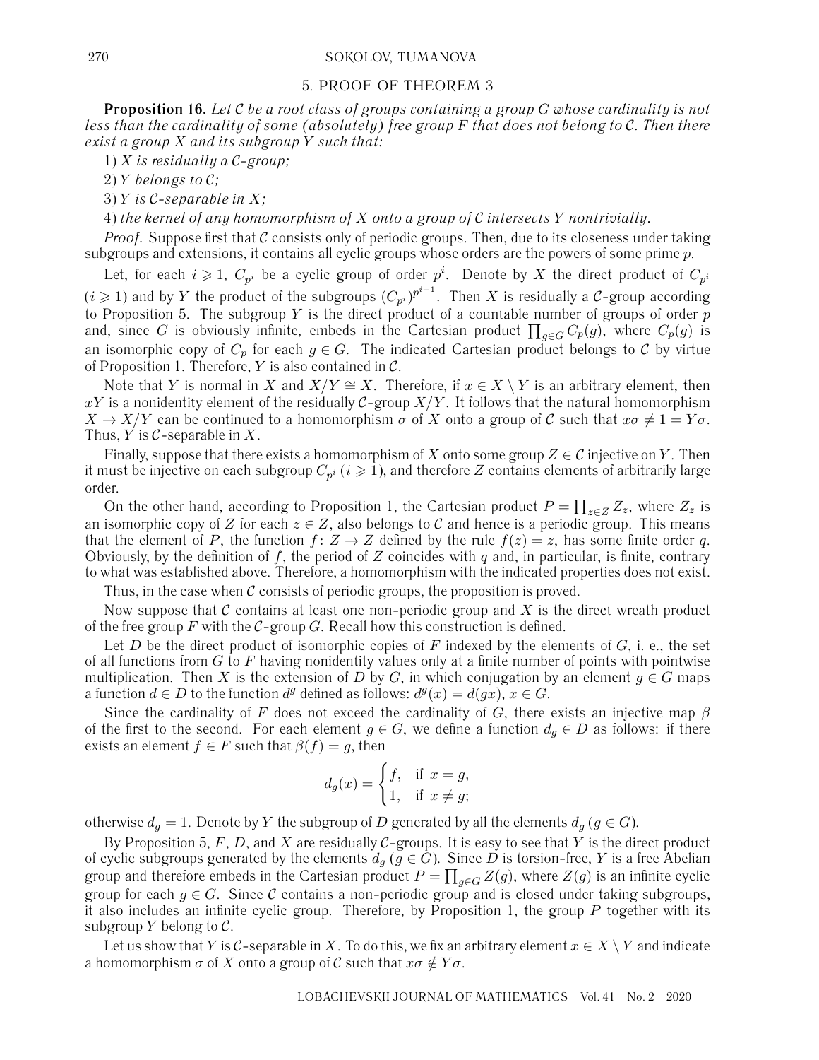## 5. PROOF OF THEOREM 3

**Proposition 16.** *Let $\mathcal{C}$ be a root class of groups containing a group $G$ whose cardinality is not less than the cardinality of some (absolutely) free group $F$ that does not belong to $\mathcal{C}$. Then there exist a group $X$ and its subgroup $Y$ such that:*

*1) $X$ is residually a $\mathcal{C}$-group;*

*2) $Y$ belongs to $\mathcal{C}$;*

*3) $Y$ is $\mathcal{C}$-separable in $X$;*

*4) the kernel of any homomorphism of $X$ onto a group of $\mathcal{C}$ intersects $Y$ nontrivially.*

*Proof.* Suppose first that $\mathcal{C}$ consists only of periodic groups. Then, due to its closeness under taking subgroups and extensions, it contains all cyclic groups whose orders are the powers of some prime $p$.

Let, for each $i \geqslant 1$, $C_{p^i}$ be a cyclic group of order $p^i$. Denote by $X$ the direct product of $C_{p^i}$ ($i \geqslant 1$) and by $Y$ the product of the subgroups $(C_{p^i})^{p^{i-1}}$. Then $X$ is residually a $\mathcal{C}$-group according to Proposition 5. The subgroup $Y$ is the direct product of a countable number of groups of order $p$ and, since $G$ is obviously infinite, embeds in the Cartesian product $\prod_{g \in G} C_p(g)$, where $C_p(g)$ is an isomorphic copy of $C_p$ for each $g \in G$. The indicated Cartesian product belongs to $\mathcal{C}$ by virtue of Proposition 1. Therefore, $Y$ is also contained in $\mathcal{C}$.

Note that $Y$ is normal in $X$ and $X/Y \cong X$. Therefore, if $x \in X \setminus Y$ is an arbitrary element, then $xY$ is a nonidentity element of the residually $\mathcal{C}$-group $X/Y$. It follows that the natural homomorphism $X \to X/Y$ can be continued to a homomorphism $\sigma$ of $X$ onto a group of $\mathcal{C}$ such that $x\sigma \neq 1 = Y\sigma$. Thus, $Y$ is $\mathcal{C}$-separable in $X$.

Finally, suppose that there exists a homomorphism of $X$ onto some group $Z \in \mathcal{C}$ injective on $Y$. Then it must be injective on each subgroup $C_{p^i}$ ($i \geqslant 1$), and therefore $Z$ contains elements of arbitrarily large order.

On the other hand, according to Proposition 1, the Cartesian product $P = \prod_{z \in Z} Z_z$, where $Z_z$ is an isomorphic copy of $Z$ for each $z \in Z$, also belongs to $\mathcal{C}$ and hence is a periodic group. This means that the element of $P$, the function $f\colon Z \to Z$ defined by the rule $f(z) = z$, has some finite order $q$. Obviously, by the definition of $f$, the period of $Z$ coincides with $q$ and, in particular, is finite, contrary to what was established above. Therefore, a homomorphism with the indicated properties does not exist.

Thus, in the case when $\mathcal{C}$ consists of periodic groups, the proposition is proved.

Now suppose that $\mathcal{C}$ contains at least one non-periodic group and $X$ is the direct wreath product of the free group $F$ with the $\mathcal{C}$-group $G$. Recall how this construction is defined.

Let $D$ be the direct product of isomorphic copies of $F$ indexed by the elements of $G$, i. e., the set of all functions from $G$ to $F$ having nonidentity values only at a finite number of points with pointwise multiplication. Then $X$ is the extension of $D$ by $G$, in which conjugation by an element $g \in G$ maps a function $d \in D$ to the function $d^g$ defined as follows: $d^g(x) = d(gx)$, $x \in G$.

Since the cardinality of $F$ does not exceed the cardinality of $G$, there exists an injective map $\beta$ of the first to the second. For each element $g \in G$, we define a function $d_g \in D$ as follows: if there exists an element $f \in F$ such that $\beta(f) = g$, then

$$d_g(x) = \begin{cases} f, & \text{if } x = g, \\ 1, & \text{if } x \neq g; \end{cases}$$

otherwise $d_g = 1$. Denote by $Y$ the subgroup of $D$ generated by all the elements $d_g$ ($g \in G$).

By Proposition 5, $F$, $D$, and $X$ are residually $\mathcal{C}$-groups. It is easy to see that $Y$ is the direct product of cyclic subgroups generated by the elements $d_g$ ($g \in G$). Since $D$ is torsion-free, $Y$ is a free Abelian group and therefore embeds in the Cartesian product $P = \prod_{g \in G} Z(g)$, where $Z(g)$ is an infinite cyclic group for each $g \in G$. Since $\mathcal{C}$ contains a non-periodic group and is closed under taking subgroups, it also includes an infinite cyclic group. Therefore, by Proposition 1, the group $P$ together with its subgroup $Y$ belong to $\mathcal{C}$.

Let us show that $Y$ is $\mathcal{C}$-separable in $X$. To do this, we fix an arbitrary element $x \in X \setminus Y$ and indicate a homomorphism $\sigma$ of $X$ onto a group of $\mathcal{C}$ such that $x\sigma \notin Y\sigma$.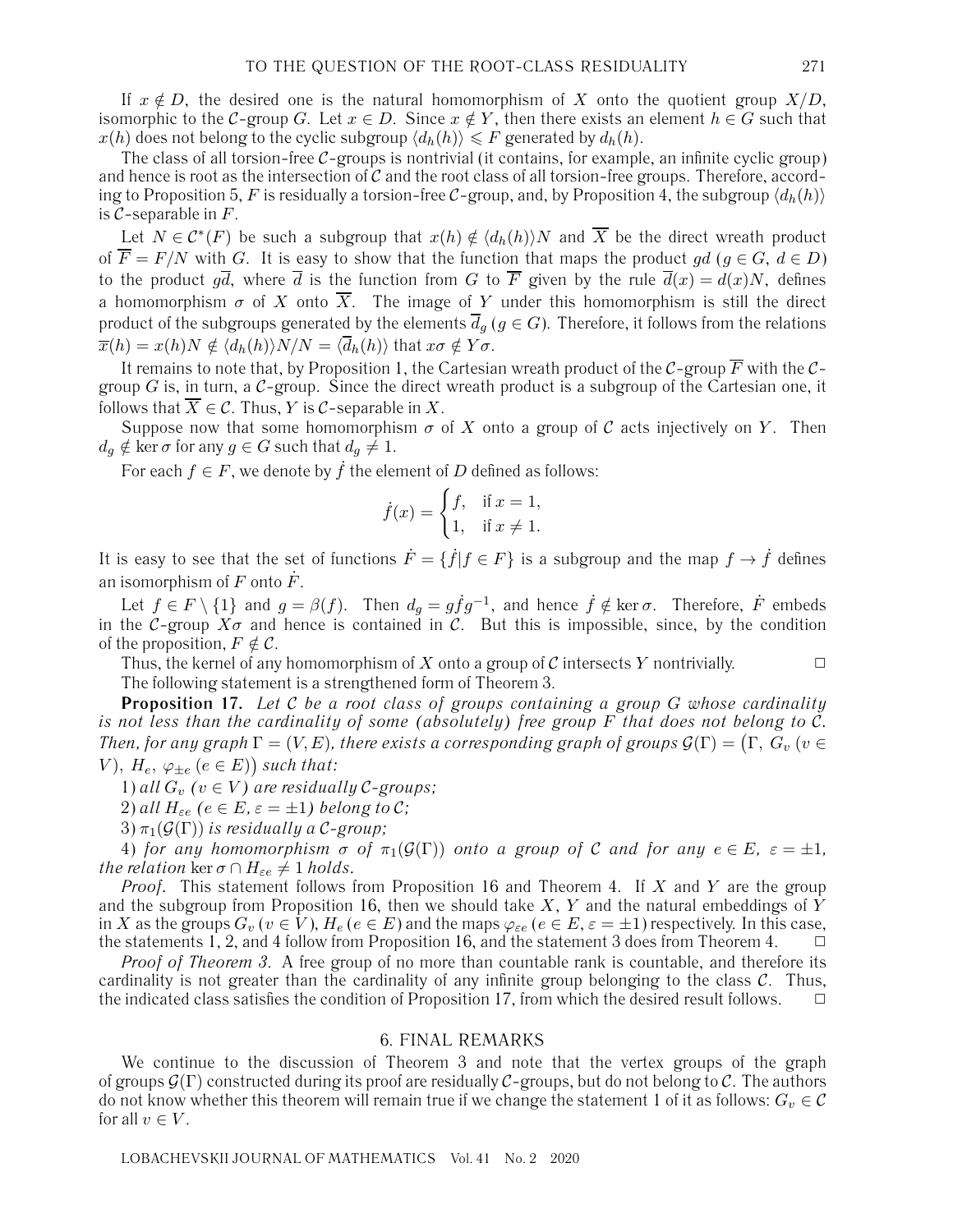If $x \notin D$, the desired one is the natural homomorphism of $X$ onto the quotient group $X/D$, isomorphic to the $\mathcal{C}$-group $G$. Let $x \in D$. Since $x \notin Y$, then there exists an element $h \in G$ such that $x(h)$ does not belong to the cyclic subgroup $\langle d_h(h)\rangle \leqslant F$ generated by $d_h(h)$.

The class of all torsion-free $\mathcal{C}$-groups is nontrivial (it contains, for example, an infinite cyclic group) and hence is root as the intersection of $\mathcal{C}$ and the root class of all torsion-free groups. Therefore, according to Proposition 5, $F$ is residually a torsion-free $\mathcal{C}$-group, and, by Proposition 4, the subgroup $\langle d_h(h)\rangle$ is $\mathcal{C}$-separable in $F$.

Let $N \in \mathcal{C}^*(F)$ be such a subgroup that $x(h) \notin \langle d_h(h)\rangle N$ and $\overline{X}$ be the direct wreath product of $\overline{F} = F/N$ with $G$. It is easy to show that the function that maps the product $gd$ ($g \in G$, $d \in D$) to the product $g\overline{d}$, where $\overline{d}$ is the function from $G$ to $\overline{F}$ given by the rule $\overline{d}(x) = d(x)N$, defines a homomorphism $\sigma$ of $X$ onto $\overline{X}$. The image of $Y$ under this homomorphism is still the direct product of the subgroups generated by the elements $\overline{d}_g$ ($g \in G$). Therefore, it follows from the relations $\overline{x}(h) = x(h)N \notin \langle d_h(h)\rangle N/N = \langle \overline{d}_h(h)\rangle$ that $x\sigma \notin Y\sigma$.

It remains to note that, by Proposition 1, the Cartesian wreath product of the $\mathcal{C}$-group $\overline{F}$ with the $\mathcal{C}$-group $G$ is, in turn, a $\mathcal{C}$-group. Since the direct wreath product is a subgroup of the Cartesian one, it follows that $\overline{X} \in \mathcal{C}$. Thus, $Y$ is $\mathcal{C}$-separable in $X$.

Suppose now that some homomorphism $\sigma$ of $X$ onto a group of $\mathcal{C}$ acts injectively on $Y$. Then $d_g \notin \ker \sigma$ for any $g \in G$ such that $d_g \neq 1$.

For each $f \in F$, we denote by $\dot{f}$ the element of $D$ defined as follows:

$$\dot{f}(x) = \begin{cases} f, & \text{if } x = 1, \\ 1, & \text{if } x \neq 1. \end{cases}$$

It is easy to see that the set of functions $\dot{F} = \{\dot{f} \mid f \in F\}$ is a subgroup and the map $f \to \dot{f}$ defines an isomorphism of $F$ onto $\dot{F}$.

Let $f \in F \setminus \{1\}$ and $g = \beta(f)$. Then $d_g = g\dot{f}g^{-1}$, and hence $\dot{f} \notin \ker \sigma$. Therefore, $\dot{F}$ embeds in the $\mathcal{C}$-group $X\sigma$ and hence is contained in $\mathcal{C}$. But this is impossible, since, by the condition of the proposition, $F \notin \mathcal{C}$.

Thus, the kernel of any homomorphism of $X$ onto a group of $\mathcal{C}$ intersects $Y$ nontrivially. $\square$

The following statement is a strengthened form of Theorem 3.

**Proposition 17.** *Let $\mathcal{C}$ be a root class of groups containing a group $G$ whose cardinality is not less than the cardinality of some (absolutely) free group $F$ that does not belong to $\mathcal{C}$. Then, for any graph $\Gamma = (V, E)$, there exists a corresponding graph of groups $\mathcal{G}(\Gamma) = \big(\Gamma,\ G_v\ (v \in V),\ H_e,\ \varphi_{\pm e}\ (e \in E)\big)$ such that:*

1) *all $G_v$ ($v \in V$) are residually $\mathcal{C}$-groups;*

2) *all $H_{\varepsilon e}$ ($e \in E$, $\varepsilon = \pm 1$) belong to $\mathcal{C}$;*

3) *$\pi_1(\mathcal{G}(\Gamma))$ is residually a $\mathcal{C}$-group;*

4) *for any homomorphism $\sigma$ of $\pi_1(\mathcal{G}(\Gamma))$ onto a group of $\mathcal{C}$ and for any $e \in E$, $\varepsilon = \pm 1$, the relation $\ker \sigma \cap H_{\varepsilon e} \neq 1$ holds.*

*Proof.* This statement follows from Proposition 16 and Theorem 4. If $X$ and $Y$ are the group and the subgroup from Proposition 16, then we should take $X$, $Y$ and the natural embeddings of $Y$ in $X$ as the groups $G_v$ ($v \in V$), $H_e$ ($e \in E$) and the maps $\varphi_{\varepsilon e}$ ($e \in E$, $\varepsilon = \pm 1$) respectively. In this case, the statements 1, 2, and 4 follow from Proposition 16, and the statement 3 does from Theorem 4. $\square$

*Proof of Theorem 3.* A free group of no more than countable rank is countable, and therefore its cardinality is not greater than the cardinality of any infinite group belonging to the class $\mathcal{C}$. Thus, the indicated class satisfies the condition of Proposition 17, from which the desired result follows. $\square$

## 6. FINAL REMARKS

We continue to the discussion of Theorem 3 and note that the vertex groups of the graph of groups $\mathcal{G}(\Gamma)$ constructed during its proof are residually $\mathcal{C}$-groups, but do not belong to $\mathcal{C}$. The authors do not know whether this theorem will remain true if we change the statement 1 of it as follows: $G_v \in \mathcal{C}$ for all $v \in V$.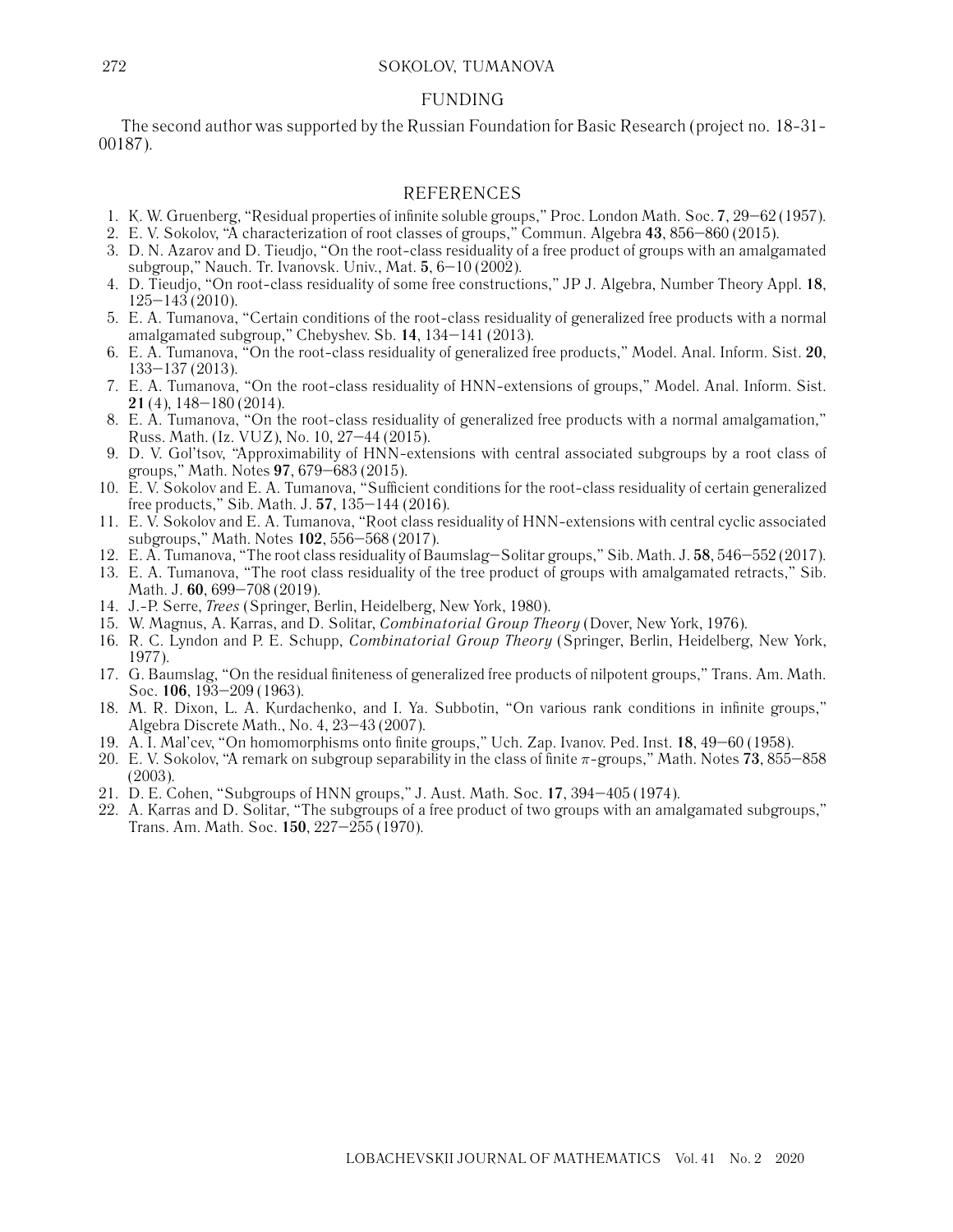## FUNDING

The second author was supported by the Russian Foundation for Basic Research (project no. 18-31-00187).

## REFERENCES

1. K. W. Gruenberg, "Residual properties of infinite soluble groups," Proc. London Math. Soc. **7**, 29–62 (1957).
2. E. V. Sokolov, "A characterization of root classes of groups," Commun. Algebra **43**, 856–860 (2015).
3. D. N. Azarov and D. Tieudjo, "On the root-class residuality of a free product of groups with an amalgamated subgroup," Nauch. Tr. Ivanovsk. Univ., Mat. **5**, 6–10 (2002).
4. D. Tieudjo, "On root-class residuality of some free constructions," JP J. Algebra, Number Theory Appl. **18**, 125–143 (2010).
5. E. A. Tumanova, "Certain conditions of the root-class residuality of generalized free products with a normal amalgamated subgroup," Chebyshev. Sb. **14**, 134–141 (2013).
6. E. A. Tumanova, "On the root-class residuality of generalized free products," Model. Anal. Inform. Sist. **20**, 133–137 (2013).
7. E. A. Tumanova, "On the root-class residuality of HNN-extensions of groups," Model. Anal. Inform. Sist. **21** (4), 148–180 (2014).
8. E. A. Tumanova, "On the root-class residuality of generalized free products with a normal amalgamation," Russ. Math. (Iz. VUZ), No. 10, 27–44 (2015).
9. D. V. Gol'tsov, "Approximability of HNN-extensions with central associated subgroups by a root class of groups," Math. Notes **97**, 679–683 (2015).
10. E. V. Sokolov and E. A. Tumanova, "Sufficient conditions for the root-class residuality of certain generalized free products," Sib. Math. J. **57**, 135–144 (2016).
11. E. V. Sokolov and E. A. Tumanova, "Root class residuality of HNN-extensions with central cyclic associated subgroups," Math. Notes **102**, 556–568 (2017).
12. E. A. Tumanova, "The root class residuality of Baumslag–Solitar groups," Sib. Math. J. **58**, 546–552 (2017).
13. E. A. Tumanova, "The root class residuality of the tree product of groups with amalgamated retracts," Sib. Math. J. **60**, 699–708 (2019).
14. J.-P. Serre, *Trees* (Springer, Berlin, Heidelberg, New York, 1980).
15. W. Magnus, A. Karras, and D. Solitar, *Combinatorial Group Theory* (Dover, New York, 1976).
16. R. C. Lyndon and P. E. Schupp, *Combinatorial Group Theory* (Springer, Berlin, Heidelberg, New York, 1977).
17. G. Baumslag, "On the residual finiteness of generalized free products of nilpotent groups," Trans. Am. Math. Soc. **106**, 193–209 (1963).
18. M. R. Dixon, L. A. Kurdachenko, and I. Ya. Subbotin, "On various rank conditions in infinite groups," Algebra Discrete Math., No. 4, 23–43 (2007).
19. A. I. Mal'cev, "On homomorphisms onto finite groups," Uch. Zap. Ivanov. Ped. Inst. **18**, 49–60 (1958).
20. E. V. Sokolov, "A remark on subgroup separability in the class of finite $\pi$-groups," Math. Notes **73**, 855–858 (2003).
21. D. E. Cohen, "Subgroups of HNN groups," J. Aust. Math. Soc. **17**, 394–405 (1974).
22. A. Karras and D. Solitar, "The subgroups of a free product of two groups with an amalgamated subgroups," Trans. Am. Math. Soc. **150**, 227–255 (1970).